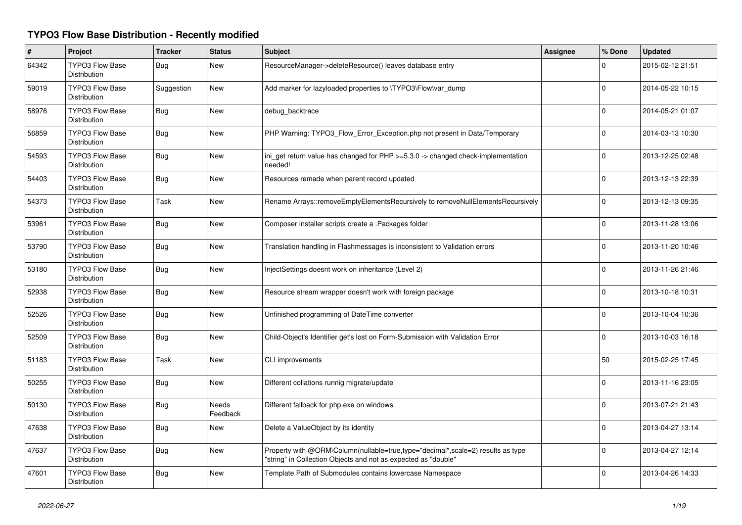# TYPO3 Flow Base Distribution - Recently modified

| # | Project | Tracker | Status | Subject | Assignee | % Done | Updated |
|---|---|---|---|---|---|---|---|
| 64342 | TYPO3 Flow Base Distribution | Bug | New | ResourceManager->deleteResource() leaves database entry | | 0 | 2015-02-12 21:51 |
| 59019 | TYPO3 Flow Base Distribution | Suggestion | New | Add marker for lazyloaded properties to \TYPO3\Flow\var_dump | | 0 | 2014-05-22 10:15 |
| 58976 | TYPO3 Flow Base Distribution | Bug | New | debug_backtrace | | 0 | 2014-05-21 01:07 |
| 56859 | TYPO3 Flow Base Distribution | Bug | New | PHP Warning: TYPO3_Flow_Error_Exception.php not present in Data/Temporary | | 0 | 2014-03-13 10:30 |
| 54593 | TYPO3 Flow Base Distribution | Bug | New | ini_get return value has changed for PHP >=5.3.0 -> changed check-implementation needed! | | 0 | 2013-12-25 02:48 |
| 54403 | TYPO3 Flow Base Distribution | Bug | New | Resources remade when parent record updated | | 0 | 2013-12-13 22:39 |
| 54373 | TYPO3 Flow Base Distribution | Task | New | Rename Arrays::removeEmptyElementsRecursively to removeNullElementsRecursively | | 0 | 2013-12-13 09:35 |
| 53961 | TYPO3 Flow Base Distribution | Bug | New | Composer installer scripts create a .Packages folder | | 0 | 2013-11-28 13:06 |
| 53790 | TYPO3 Flow Base Distribution | Bug | New | Translation handling in Flashmessages is inconsistent to Validation errors | | 0 | 2013-11-20 10:46 |
| 53180 | TYPO3 Flow Base Distribution | Bug | New | InjectSettings doesnt work on inheritance (Level 2) | | 0 | 2013-11-26 21:46 |
| 52938 | TYPO3 Flow Base Distribution | Bug | New | Resource stream wrapper doesn't work with foreign package | | 0 | 2013-10-18 10:31 |
| 52526 | TYPO3 Flow Base Distribution | Bug | New | Unfinished programming of DateTime converter | | 0 | 2013-10-04 10:36 |
| 52509 | TYPO3 Flow Base Distribution | Bug | New | Child-Object's Identifier get's lost on Form-Submission with Validation Error | | 0 | 2013-10-03 16:18 |
| 51183 | TYPO3 Flow Base Distribution | Task | New | CLI improvements | | 50 | 2015-02-25 17:45 |
| 50255 | TYPO3 Flow Base Distribution | Bug | New | Different collations runnig migrate/update | | 0 | 2013-11-16 23:05 |
| 50130 | TYPO3 Flow Base Distribution | Bug | Needs Feedback | Different fallback for php.exe on windows | | 0 | 2013-07-21 21:43 |
| 47638 | TYPO3 Flow Base Distribution | Bug | New | Delete a ValueObject by its identity | | 0 | 2013-04-27 13:14 |
| 47637 | TYPO3 Flow Base Distribution | Bug | New | Property with @ORM\Column(nullable=true,type="decimal",scale=2) results as type "string" in Collection Objects and not as expected as "double" | | 0 | 2013-04-27 12:14 |
| 47601 | TYPO3 Flow Base Distribution | Bug | New | Template Path of Submodules contains lowercase Namespace | | 0 | 2013-04-26 14:33 |

*2022-06-27*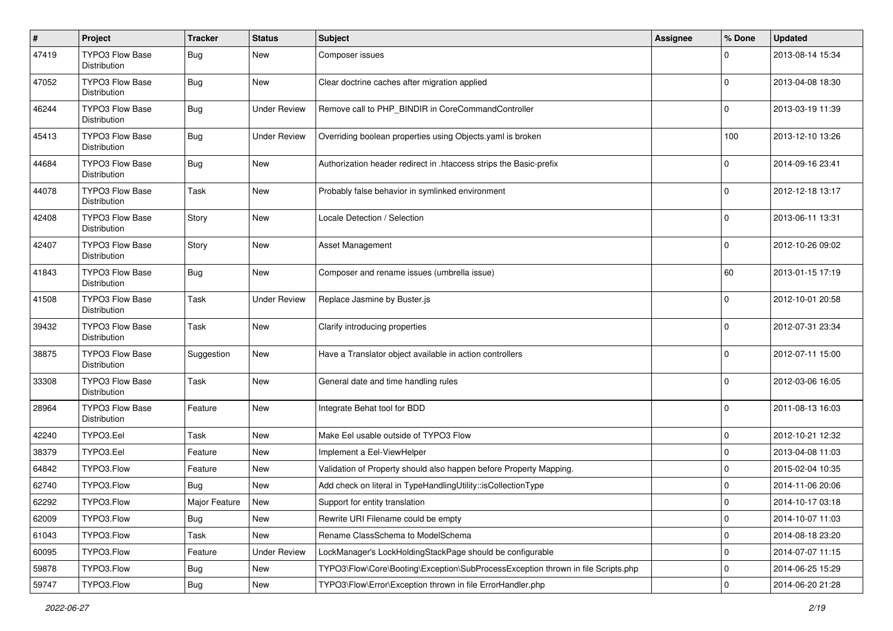| # | Project | Tracker | Status | Subject | Assignee | % Done | Updated |
|---|---|---|---|---|---|---|---|
| 47419 | TYPO3 Flow Base Distribution | Bug | New | Composer issues | | 0 | 2013-08-14 15:34 |
| 47052 | TYPO3 Flow Base Distribution | Bug | New | Clear doctrine caches after migration applied | | 0 | 2013-04-08 18:30 |
| 46244 | TYPO3 Flow Base Distribution | Bug | Under Review | Remove call to PHP_BINDIR in CoreCommandController | | 0 | 2013-03-19 11:39 |
| 45413 | TYPO3 Flow Base Distribution | Bug | Under Review | Overriding boolean properties using Objects.yaml is broken | | 100 | 2013-12-10 13:26 |
| 44684 | TYPO3 Flow Base Distribution | Bug | New | Authorization header redirect in .htaccess strips the Basic-prefix | | 0 | 2014-09-16 23:41 |
| 44078 | TYPO3 Flow Base Distribution | Task | New | Probably false behavior in symlinked environment | | 0 | 2012-12-18 13:17 |
| 42408 | TYPO3 Flow Base Distribution | Story | New | Locale Detection / Selection | | 0 | 2013-06-11 13:31 |
| 42407 | TYPO3 Flow Base Distribution | Story | New | Asset Management | | 0 | 2012-10-26 09:02 |
| 41843 | TYPO3 Flow Base Distribution | Bug | New | Composer and rename issues (umbrella issue) | | 60 | 2013-01-15 17:19 |
| 41508 | TYPO3 Flow Base Distribution | Task | Under Review | Replace Jasmine by Buster.js | | 0 | 2012-10-01 20:58 |
| 39432 | TYPO3 Flow Base Distribution | Task | New | Clarify introducing properties | | 0 | 2012-07-31 23:34 |
| 38875 | TYPO3 Flow Base Distribution | Suggestion | New | Have a Translator object available in action controllers | | 0 | 2012-07-11 15:00 |
| 33308 | TYPO3 Flow Base Distribution | Task | New | General date and time handling rules | | 0 | 2012-03-06 16:05 |
| 28964 | TYPO3 Flow Base Distribution | Feature | New | Integrate Behat tool for BDD | | 0 | 2011-08-13 16:03 |
| 42240 | TYPO3.Eel | Task | New | Make Eel usable outside of TYPO3 Flow | | 0 | 2012-10-21 12:32 |
| 38379 | TYPO3.Eel | Feature | New | Implement a Eel-ViewHelper | | 0 | 2013-04-08 11:03 |
| 64842 | TYPO3.Flow | Feature | New | Validation of Property should also happen before Property Mapping. | | 0 | 2015-02-04 10:35 |
| 62740 | TYPO3.Flow | Bug | New | Add check on literal in TypeHandlingUtility::isCollectionType | | 0 | 2014-11-06 20:06 |
| 62292 | TYPO3.Flow | Major Feature | New | Support for entity translation | | 0 | 2014-10-17 03:18 |
| 62009 | TYPO3.Flow | Bug | New | Rewrite URI Filename could be empty | | 0 | 2014-10-07 11:03 |
| 61043 | TYPO3.Flow | Task | New | Rename ClassSchema to ModelSchema | | 0 | 2014-08-18 23:20 |
| 60095 | TYPO3.Flow | Feature | Under Review | LockManager's LockHoldingStackPage should be configurable | | 0 | 2014-07-07 11:15 |
| 59878 | TYPO3.Flow | Bug | New | TYPO3\Flow\Core\Booting\Exception\SubProcessException thrown in file Scripts.php | | 0 | 2014-06-25 15:29 |
| 59747 | TYPO3.Flow | Bug | New | TYPO3\Flow\Error\Exception thrown in file ErrorHandler.php | | 0 | 2014-06-20 21:28 |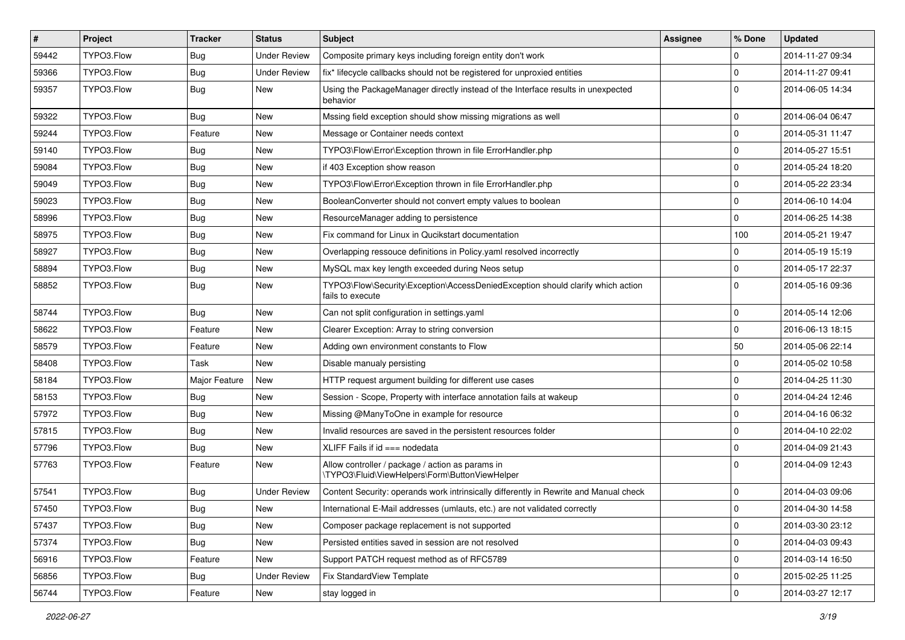| # | Project | Tracker | Status | Subject | Assignee | % Done | Updated |
|---|---|---|---|---|---|---|---|
| 59442 | TYPO3.Flow | Bug | Under Review | Composite primary keys including foreign entity don't work | | 0 | 2014-11-27 09:34 |
| 59366 | TYPO3.Flow | Bug | Under Review | fix* lifecycle callbacks should not be registered for unproxied entities | | 0 | 2014-11-27 09:41 |
| 59357 | TYPO3.Flow | Bug | New | Using the PackageManager directly instead of the Interface results in unexpected behavior | | 0 | 2014-06-05 14:34 |
| 59322 | TYPO3.Flow | Bug | New | Mssing field exception should show missing migrations as well | | 0 | 2014-06-04 06:47 |
| 59244 | TYPO3.Flow | Feature | New | Message or Container needs context | | 0 | 2014-05-31 11:47 |
| 59140 | TYPO3.Flow | Bug | New | TYPO3\Flow\Error\Exception thrown in file ErrorHandler.php | | 0 | 2014-05-27 15:51 |
| 59084 | TYPO3.Flow | Bug | New | if 403 Exception show reason | | 0 | 2014-05-24 18:20 |
| 59049 | TYPO3.Flow | Bug | New | TYPO3\Flow\Error\Exception thrown in file ErrorHandler.php | | 0 | 2014-05-22 23:34 |
| 59023 | TYPO3.Flow | Bug | New | BooleanConverter should not convert empty values to boolean | | 0 | 2014-06-10 14:04 |
| 58996 | TYPO3.Flow | Bug | New | ResourceManager adding to persistence | | 0 | 2014-06-25 14:38 |
| 58975 | TYPO3.Flow | Bug | New | Fix command for Linux in Qucikstart documentation | | 100 | 2014-05-21 19:47 |
| 58927 | TYPO3.Flow | Bug | New | Overlapping ressouce definitions in Policy.yaml resolved incorrectly | | 0 | 2014-05-19 15:19 |
| 58894 | TYPO3.Flow | Bug | New | MySQL max key length exceeded during Neos setup | | 0 | 2014-05-17 22:37 |
| 58852 | TYPO3.Flow | Bug | New | TYPO3\Flow\Security\Exception\AccessDeniedException should clarify which action fails to execute | | 0 | 2014-05-16 09:36 |
| 58744 | TYPO3.Flow | Bug | New | Can not split configuration in settings.yaml | | 0 | 2014-05-14 12:06 |
| 58622 | TYPO3.Flow | Feature | New | Clearer Exception: Array to string conversion | | 0 | 2016-06-13 18:15 |
| 58579 | TYPO3.Flow | Feature | New | Adding own environment constants to Flow | | 50 | 2014-05-06 22:14 |
| 58408 | TYPO3.Flow | Task | New | Disable manualy persisting | | 0 | 2014-05-02 10:58 |
| 58184 | TYPO3.Flow | Major Feature | New | HTTP request argument building for different use cases | | 0 | 2014-04-25 11:30 |
| 58153 | TYPO3.Flow | Bug | New | Session - Scope, Property with interface annotation fails at wakeup | | 0 | 2014-04-24 12:46 |
| 57972 | TYPO3.Flow | Bug | New | Missing @ManyToOne in example for resource | | 0 | 2014-04-16 06:32 |
| 57815 | TYPO3.Flow | Bug | New | Invalid resources are saved in the persistent resources folder | | 0 | 2014-04-10 22:02 |
| 57796 | TYPO3.Flow | Bug | New | XLIFF Fails if id === nodedata | | 0 | 2014-04-09 21:43 |
| 57763 | TYPO3.Flow | Feature | New | Allow controller / package / action as params in \TYPO3\Fluid\ViewHelpers\Form\ButtonViewHelper | | 0 | 2014-04-09 12:43 |
| 57541 | TYPO3.Flow | Bug | Under Review | Content Security: operands work intrinsically differently in Rewrite and Manual check | | 0 | 2014-04-03 09:06 |
| 57450 | TYPO3.Flow | Bug | New | International E-Mail addresses (umlauts, etc.) are not validated correctly | | 0 | 2014-04-30 14:58 |
| 57437 | TYPO3.Flow | Bug | New | Composer package replacement is not supported | | 0 | 2014-03-30 23:12 |
| 57374 | TYPO3.Flow | Bug | New | Persisted entities saved in session are not resolved | | 0 | 2014-04-03 09:43 |
| 56916 | TYPO3.Flow | Feature | New | Support PATCH request method as of RFC5789 | | 0 | 2014-03-14 16:50 |
| 56856 | TYPO3.Flow | Bug | Under Review | Fix StandardView Template | | 0 | 2015-02-25 11:25 |
| 56744 | TYPO3.Flow | Feature | New | stay logged in | | 0 | 2014-03-27 12:17 |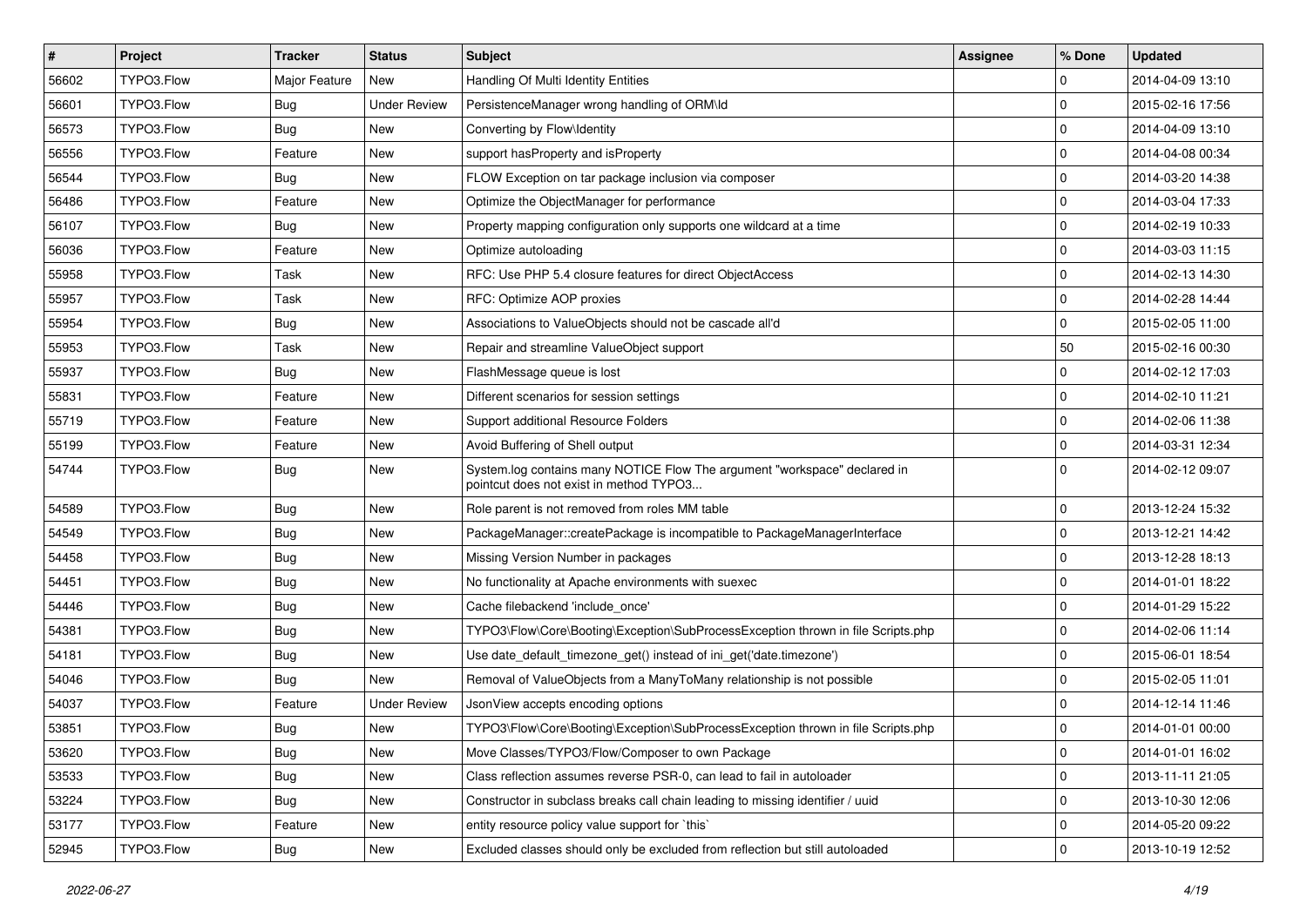| # | Project | Tracker | Status | Subject | Assignee | % Done | Updated |
|---|---|---|---|---|---|---|---|
| 56602 | TYPO3.Flow | Major Feature | New | Handling Of Multi Identity Entities | | 0 | 2014-04-09 13:10 |
| 56601 | TYPO3.Flow | Bug | Under Review | PersistenceManager wrong handling of ORM\Id | | 0 | 2015-02-16 17:56 |
| 56573 | TYPO3.Flow | Bug | New | Converting by Flow\Identity | | 0 | 2014-04-09 13:10 |
| 56556 | TYPO3.Flow | Feature | New | support hasProperty and isProperty | | 0 | 2014-04-08 00:34 |
| 56544 | TYPO3.Flow | Bug | New | FLOW Exception on tar package inclusion via composer | | 0 | 2014-03-20 14:38 |
| 56486 | TYPO3.Flow | Feature | New | Optimize the ObjectManager for performance | | 0 | 2014-03-04 17:33 |
| 56107 | TYPO3.Flow | Bug | New | Property mapping configuration only supports one wildcard at a time | | 0 | 2014-02-19 10:33 |
| 56036 | TYPO3.Flow | Feature | New | Optimize autoloading | | 0 | 2014-03-03 11:15 |
| 55958 | TYPO3.Flow | Task | New | RFC: Use PHP 5.4 closure features for direct ObjectAccess | | 0 | 2014-02-13 14:30 |
| 55957 | TYPO3.Flow | Task | New | RFC: Optimize AOP proxies | | 0 | 2014-02-28 14:44 |
| 55954 | TYPO3.Flow | Bug | New | Associations to ValueObjects should not be cascade all'd | | 0 | 2015-02-05 11:00 |
| 55953 | TYPO3.Flow | Task | New | Repair and streamline ValueObject support | | 50 | 2015-02-16 00:30 |
| 55937 | TYPO3.Flow | Bug | New | FlashMessage queue is lost | | 0 | 2014-02-12 17:03 |
| 55831 | TYPO3.Flow | Feature | New | Different scenarios for session settings | | 0 | 2014-02-10 11:21 |
| 55719 | TYPO3.Flow | Feature | New | Support additional Resource Folders | | 0 | 2014-02-06 11:38 |
| 55199 | TYPO3.Flow | Feature | New | Avoid Buffering of Shell output | | 0 | 2014-03-31 12:34 |
| 54744 | TYPO3.Flow | Bug | New | System.log contains many NOTICE Flow The argument "workspace" declared in pointcut does not exist in method TYPO3... | | 0 | 2014-02-12 09:07 |
| 54589 | TYPO3.Flow | Bug | New | Role parent is not removed from roles MM table | | 0 | 2013-12-24 15:32 |
| 54549 | TYPO3.Flow | Bug | New | PackageManager::createPackage is incompatible to PackageManagerInterface | | 0 | 2013-12-21 14:42 |
| 54458 | TYPO3.Flow | Bug | New | Missing Version Number in packages | | 0 | 2013-12-28 18:13 |
| 54451 | TYPO3.Flow | Bug | New | No functionality at Apache environments with suexec | | 0 | 2014-01-01 18:22 |
| 54446 | TYPO3.Flow | Bug | New | Cache filebackend 'include_once' | | 0 | 2014-01-29 15:22 |
| 54381 | TYPO3.Flow | Bug | New | TYPO3\Flow\Core\Booting\Exception\SubProcessException thrown in file Scripts.php | | 0 | 2014-02-06 11:14 |
| 54181 | TYPO3.Flow | Bug | New | Use date_default_timezone_get() instead of ini_get('date.timezone') | | 0 | 2015-06-01 18:54 |
| 54046 | TYPO3.Flow | Bug | New | Removal of ValueObjects from a ManyToMany relationship is not possible | | 0 | 2015-02-05 11:01 |
| 54037 | TYPO3.Flow | Feature | Under Review | JsonView accepts encoding options | | 0 | 2014-12-14 11:46 |
| 53851 | TYPO3.Flow | Bug | New | TYPO3\Flow\Core\Booting\Exception\SubProcessException thrown in file Scripts.php | | 0 | 2014-01-01 00:00 |
| 53620 | TYPO3.Flow | Bug | New | Move Classes/TYPO3/Flow/Composer to own Package | | 0 | 2014-01-01 16:02 |
| 53533 | TYPO3.Flow | Bug | New | Class reflection assumes reverse PSR-0, can lead to fail in autoloader | | 0 | 2013-11-11 21:05 |
| 53224 | TYPO3.Flow | Bug | New | Constructor in subclass breaks call chain leading to missing identifier / uuid | | 0 | 2013-10-30 12:06 |
| 53177 | TYPO3.Flow | Feature | New | entity resource policy value support for `this` | | 0 | 2014-05-20 09:22 |
| 52945 | TYPO3.Flow | Bug | New | Excluded classes should only be excluded from reflection but still autoloaded | | 0 | 2013-10-19 12:52 |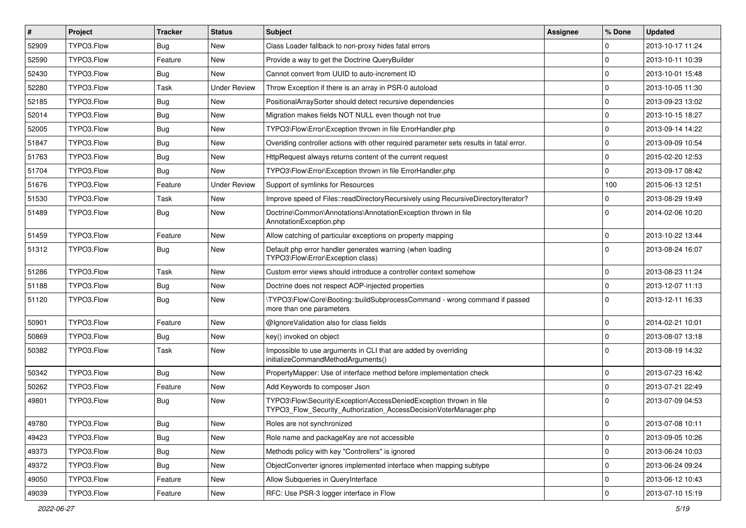| # | Project | Tracker | Status | Subject | Assignee | % Done | Updated |
|---|---|---|---|---|---|---|---|
| 52909 | TYPO3.Flow | Bug | New | Class Loader fallback to non-proxy hides fatal errors | | 0 | 2013-10-17 11:24 |
| 52590 | TYPO3.Flow | Feature | New | Provide a way to get the Doctrine QueryBuilder | | 0 | 2013-10-11 10:39 |
| 52430 | TYPO3.Flow | Bug | New | Cannot convert from UUID to auto-increment ID | | 0 | 2013-10-01 15:48 |
| 52280 | TYPO3.Flow | Task | Under Review | Throw Exception if there is an array in PSR-0 autoload | | 0 | 2013-10-05 11:30 |
| 52185 | TYPO3.Flow | Bug | New | PositionalArraySorter should detect recursive dependencies | | 0 | 2013-09-23 13:02 |
| 52014 | TYPO3.Flow | Bug | New | Migration makes fields NOT NULL even though not true | | 0 | 2013-10-15 18:27 |
| 52005 | TYPO3.Flow | Bug | New | TYPO3\Flow\Error\Exception thrown in file ErrorHandler.php | | 0 | 2013-09-14 14:22 |
| 51847 | TYPO3.Flow | Bug | New | Overiding controller actions with other required parameter sets results in fatal error. | | 0 | 2013-09-09 10:54 |
| 51763 | TYPO3.Flow | Bug | New | HttpRequest always returns content of the current request | | 0 | 2015-02-20 12:53 |
| 51704 | TYPO3.Flow | Bug | New | TYPO3\Flow\Error\Exception thrown in file ErrorHandler.php | | 0 | 2013-09-17 08:42 |
| 51676 | TYPO3.Flow | Feature | Under Review | Support of symlinks for Resources | | 100 | 2015-06-13 12:51 |
| 51530 | TYPO3.Flow | Task | New | Improve speed of Files::readDirectoryRecursively using RecursiveDirectoryIterator? | | 0 | 2013-08-29 19:49 |
| 51489 | TYPO3.Flow | Bug | New | Doctrine\Common\Annotations\AnnotationException thrown in file AnnotationException.php | | 0 | 2014-02-06 10:20 |
| 51459 | TYPO3.Flow | Feature | New | Allow catching of particular exceptions on property mapping | | 0 | 2013-10-22 13:44 |
| 51312 | TYPO3.Flow | Bug | New | Default php error handler generates warning (when loading TYPO3\Flow\Error\Exception class) | | 0 | 2013-08-24 16:07 |
| 51286 | TYPO3.Flow | Task | New | Custom error views should introduce a controller context somehow | | 0 | 2013-08-23 11:24 |
| 51188 | TYPO3.Flow | Bug | New | Doctrine does not respect AOP-injected properties | | 0 | 2013-12-07 11:13 |
| 51120 | TYPO3.Flow | Bug | New | \TYPO3\Flow\Core\Booting::buildSubprocessCommand - wrong command if passed more than one parameters | | 0 | 2013-12-11 16:33 |
| 50901 | TYPO3.Flow | Feature | New | @IgnoreValidation also for class fields | | 0 | 2014-02-21 10:01 |
| 50869 | TYPO3.Flow | Bug | New | key() invoked on object | | 0 | 2013-08-07 13:18 |
| 50382 | TYPO3.Flow | Task | New | Impossible to use arguments in CLI that are added by overriding initializeCommandMethodArguments() | | 0 | 2013-08-19 14:32 |
| 50342 | TYPO3.Flow | Bug | New | PropertyMapper: Use of interface method before implementation check | | 0 | 2013-07-23 16:42 |
| 50262 | TYPO3.Flow | Feature | New | Add Keywords to composer Json | | 0 | 2013-07-21 22:49 |
| 49801 | TYPO3.Flow | Bug | New | TYPO3\Flow\Security\Exception\AccessDeniedException thrown in file TYPO3_Flow_Security_Authorization_AccessDecisionVoterManager.php | | 0 | 2013-07-09 04:53 |
| 49780 | TYPO3.Flow | Bug | New | Roles are not synchronized | | 0 | 2013-07-08 10:11 |
| 49423 | TYPO3.Flow | Bug | New | Role name and packageKey are not accessible | | 0 | 2013-09-05 10:26 |
| 49373 | TYPO3.Flow | Bug | New | Methods policy with key "Controllers" is ignored | | 0 | 2013-06-24 10:03 |
| 49372 | TYPO3.Flow | Bug | New | ObjectConverter ignores implemented interface when mapping subtype | | 0 | 2013-06-24 09:24 |
| 49050 | TYPO3.Flow | Feature | New | Allow Subqueries in QueryInterface | | 0 | 2013-06-12 10:43 |
| 49039 | TYPO3.Flow | Feature | New | RFC: Use PSR-3 logger interface in Flow | | 0 | 2013-07-10 15:19 |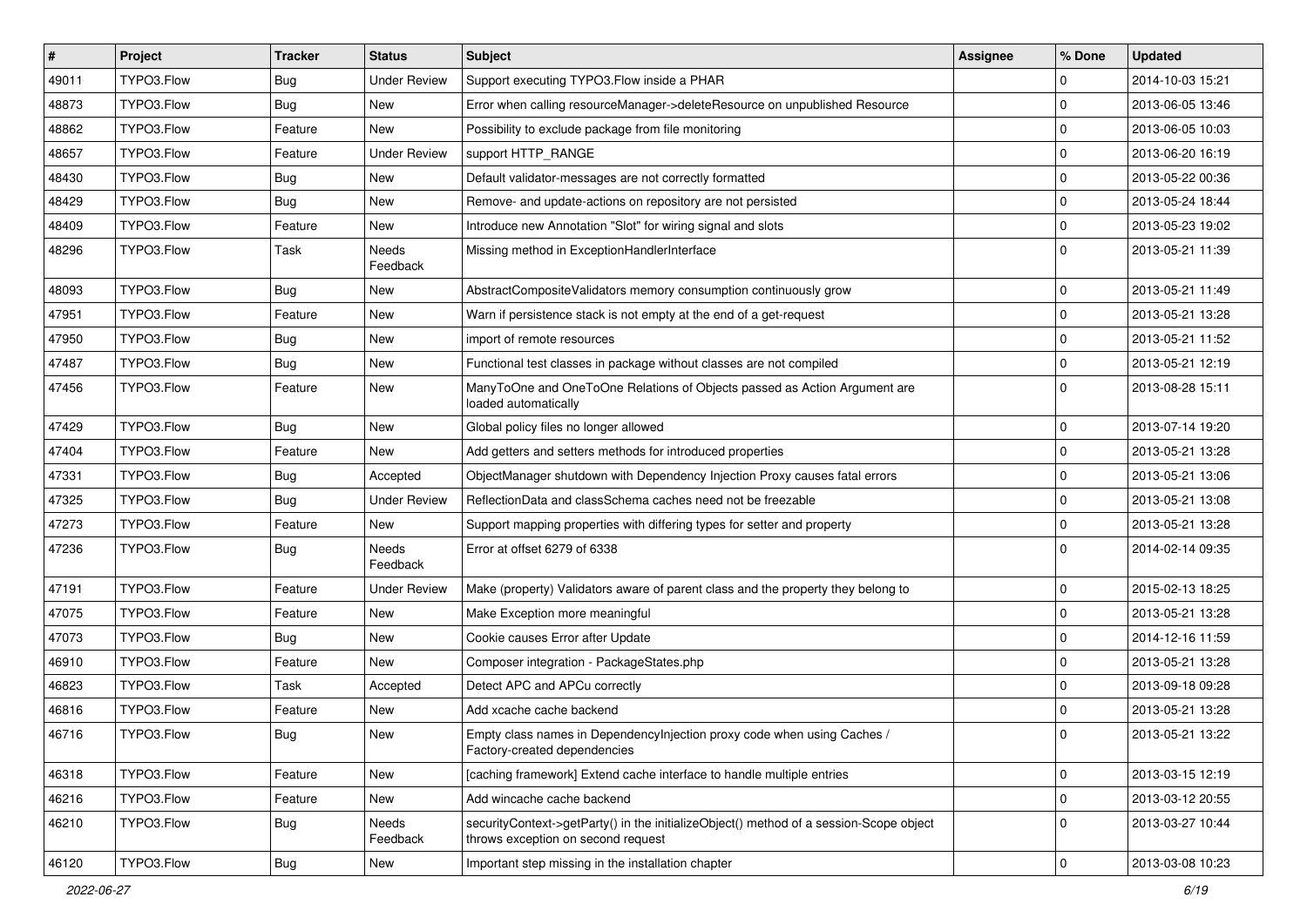| # | Project | Tracker | Status | Subject | Assignee | % Done | Updated |
|---|---|---|---|---|---|---|---|
| 49011 | TYPO3.Flow | Bug | Under Review | Support executing TYPO3.Flow inside a PHAR | | 0 | 2014-10-03 15:21 |
| 48873 | TYPO3.Flow | Bug | New | Error when calling resourceManager->deleteResource on unpublished Resource | | 0 | 2013-06-05 13:46 |
| 48862 | TYPO3.Flow | Feature | New | Possibility to exclude package from file monitoring | | 0 | 2013-06-05 10:03 |
| 48657 | TYPO3.Flow | Feature | Under Review | support HTTP_RANGE | | 0 | 2013-06-20 16:19 |
| 48430 | TYPO3.Flow | Bug | New | Default validator-messages are not correctly formatted | | 0 | 2013-05-22 00:36 |
| 48429 | TYPO3.Flow | Bug | New | Remove- and update-actions on repository are not persisted | | 0 | 2013-05-24 18:44 |
| 48409 | TYPO3.Flow | Feature | New | Introduce new Annotation "Slot" for wiring signal and slots | | 0 | 2013-05-23 19:02 |
| 48296 | TYPO3.Flow | Task | Needs Feedback | Missing method in ExceptionHandlerInterface | | 0 | 2013-05-21 11:39 |
| 48093 | TYPO3.Flow | Bug | New | AbstractCompositeValidators memory consumption continuously grow | | 0 | 2013-05-21 11:49 |
| 47951 | TYPO3.Flow | Feature | New | Warn if persistence stack is not empty at the end of a get-request | | 0 | 2013-05-21 13:28 |
| 47950 | TYPO3.Flow | Bug | New | import of remote resources | | 0 | 2013-05-21 11:52 |
| 47487 | TYPO3.Flow | Bug | New | Functional test classes in package without classes are not compiled | | 0 | 2013-05-21 12:19 |
| 47456 | TYPO3.Flow | Feature | New | ManyToOne and OneToOne Relations of Objects passed as Action Argument are loaded automatically | | 0 | 2013-08-28 15:11 |
| 47429 | TYPO3.Flow | Bug | New | Global policy files no longer allowed | | 0 | 2013-07-14 19:20 |
| 47404 | TYPO3.Flow | Feature | New | Add getters and setters methods for introduced properties | | 0 | 2013-05-21 13:28 |
| 47331 | TYPO3.Flow | Bug | Accepted | ObjectManager shutdown with Dependency Injection Proxy causes fatal errors | | 0 | 2013-05-21 13:06 |
| 47325 | TYPO3.Flow | Bug | Under Review | ReflectionData and classSchema caches need not be freezable | | 0 | 2013-05-21 13:08 |
| 47273 | TYPO3.Flow | Feature | New | Support mapping properties with differing types for setter and property | | 0 | 2013-05-21 13:28 |
| 47236 | TYPO3.Flow | Bug | Needs Feedback | Error at offset 6279 of 6338 | | 0 | 2014-02-14 09:35 |
| 47191 | TYPO3.Flow | Feature | Under Review | Make (property) Validators aware of parent class and the property they belong to | | 0 | 2015-02-13 18:25 |
| 47075 | TYPO3.Flow | Feature | New | Make Exception more meaningful | | 0 | 2013-05-21 13:28 |
| 47073 | TYPO3.Flow | Bug | New | Cookie causes Error after Update | | 0 | 2014-12-16 11:59 |
| 46910 | TYPO3.Flow | Feature | New | Composer integration - PackageStates.php | | 0 | 2013-05-21 13:28 |
| 46823 | TYPO3.Flow | Task | Accepted | Detect APC and APCu correctly | | 0 | 2013-09-18 09:28 |
| 46816 | TYPO3.Flow | Feature | New | Add xcache cache backend | | 0 | 2013-05-21 13:28 |
| 46716 | TYPO3.Flow | Bug | New | Empty class names in DependencyInjection proxy code when using Caches / Factory-created dependencies | | 0 | 2013-05-21 13:22 |
| 46318 | TYPO3.Flow | Feature | New | [caching framework] Extend cache interface to handle multiple entries | | 0 | 2013-03-15 12:19 |
| 46216 | TYPO3.Flow | Feature | New | Add wincache cache backend | | 0 | 2013-03-12 20:55 |
| 46210 | TYPO3.Flow | Bug | Needs Feedback | securityContext->getParty() in the initializeObject() method of a session-Scope object throws exception on second request | | 0 | 2013-03-27 10:44 |
| 46120 | TYPO3.Flow | Bug | New | Important step missing in the installation chapter | | 0 | 2013-03-08 10:23 |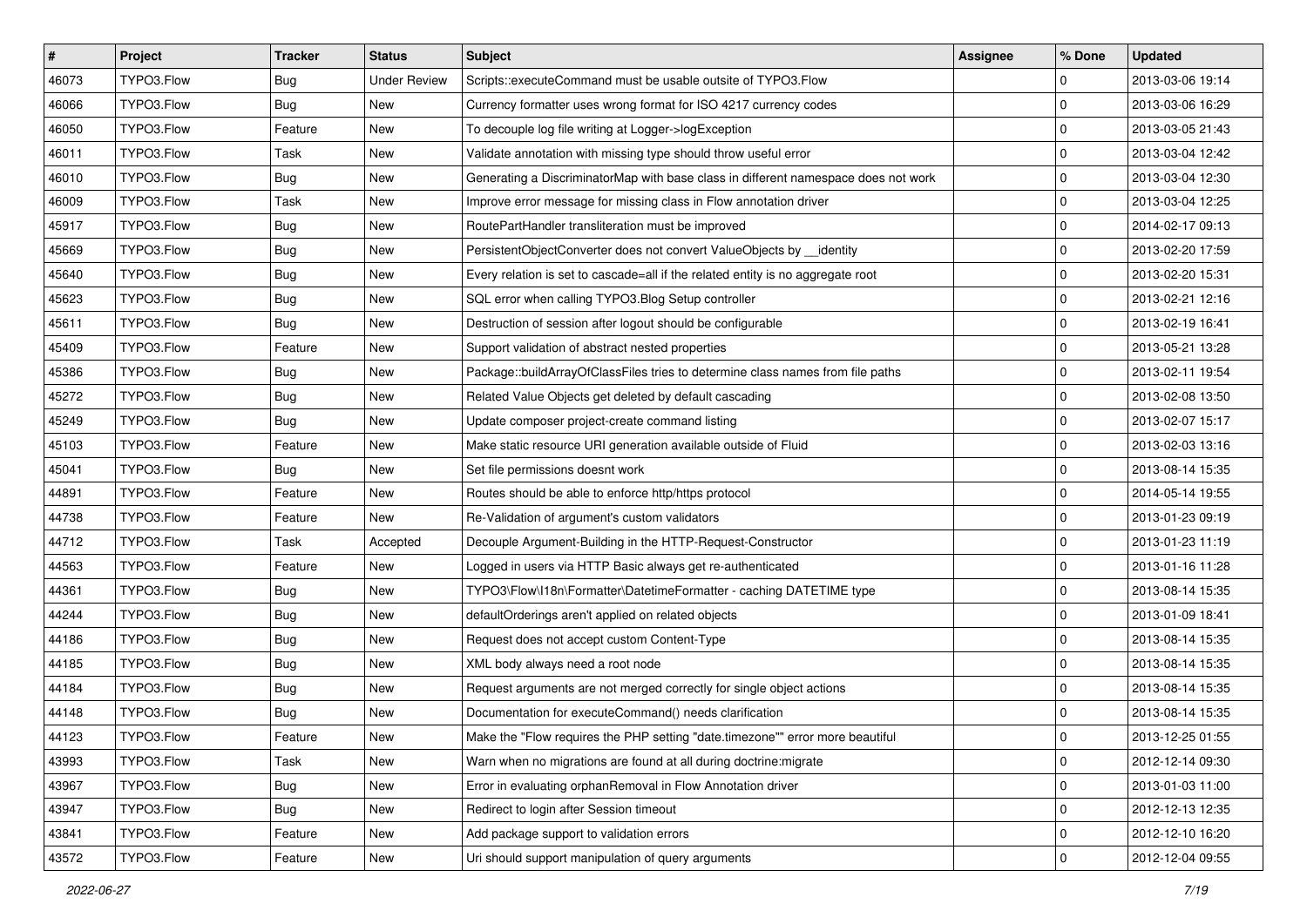| # | Project | Tracker | Status | Subject | Assignee | % Done | Updated |
|---|---|---|---|---|---|---|---|
| 46073 | TYPO3.Flow | Bug | Under Review | Scripts::executeCommand must be usable outsite of TYPO3.Flow | | 0 | 2013-03-06 19:14 |
| 46066 | TYPO3.Flow | Bug | New | Currency formatter uses wrong format for ISO 4217 currency codes | | 0 | 2013-03-06 16:29 |
| 46050 | TYPO3.Flow | Feature | New | To decouple log file writing at Logger->logException | | 0 | 2013-03-05 21:43 |
| 46011 | TYPO3.Flow | Task | New | Validate annotation with missing type should throw useful error | | 0 | 2013-03-04 12:42 |
| 46010 | TYPO3.Flow | Bug | New | Generating a DiscriminatorMap with base class in different namespace does not work | | 0 | 2013-03-04 12:30 |
| 46009 | TYPO3.Flow | Task | New | Improve error message for missing class in Flow annotation driver | | 0 | 2013-03-04 12:25 |
| 45917 | TYPO3.Flow | Bug | New | RoutePartHandler transliteration must be improved | | 0 | 2014-02-17 09:13 |
| 45669 | TYPO3.Flow | Bug | New | PersistentObjectConverter does not convert ValueObjects by __identity | | 0 | 2013-02-20 17:59 |
| 45640 | TYPO3.Flow | Bug | New | Every relation is set to cascade=all if the related entity is no aggregate root | | 0 | 2013-02-20 15:31 |
| 45623 | TYPO3.Flow | Bug | New | SQL error when calling TYPO3.Blog Setup controller | | 0 | 2013-02-21 12:16 |
| 45611 | TYPO3.Flow | Bug | New | Destruction of session after logout should be configurable | | 0 | 2013-02-19 16:41 |
| 45409 | TYPO3.Flow | Feature | New | Support validation of abstract nested properties | | 0 | 2013-05-21 13:28 |
| 45386 | TYPO3.Flow | Bug | New | Package::buildArrayOfClassFiles tries to determine class names from file paths | | 0 | 2013-02-11 19:54 |
| 45272 | TYPO3.Flow | Bug | New | Related Value Objects get deleted by default cascading | | 0 | 2013-02-08 13:50 |
| 45249 | TYPO3.Flow | Bug | New | Update composer project-create command listing | | 0 | 2013-02-07 15:17 |
| 45103 | TYPO3.Flow | Feature | New | Make static resource URI generation available outside of Fluid | | 0 | 2013-02-03 13:16 |
| 45041 | TYPO3.Flow | Bug | New | Set file permissions doesnt work | | 0 | 2013-08-14 15:35 |
| 44891 | TYPO3.Flow | Feature | New | Routes should be able to enforce http/https protocol | | 0 | 2014-05-14 19:55 |
| 44738 | TYPO3.Flow | Feature | New | Re-Validation of argument's custom validators | | 0 | 2013-01-23 09:19 |
| 44712 | TYPO3.Flow | Task | Accepted | Decouple Argument-Building in the HTTP-Request-Constructor | | 0 | 2013-01-23 11:19 |
| 44563 | TYPO3.Flow | Feature | New | Logged in users via HTTP Basic always get re-authenticated | | 0 | 2013-01-16 11:28 |
| 44361 | TYPO3.Flow | Bug | New | TYPO3\Flow\I18n\Formatter\DatetimeFormatter - caching DATETIME type | | 0 | 2013-08-14 15:35 |
| 44244 | TYPO3.Flow | Bug | New | defaultOrderings aren't applied on related objects | | 0 | 2013-01-09 18:41 |
| 44186 | TYPO3.Flow | Bug | New | Request does not accept custom Content-Type | | 0 | 2013-08-14 15:35 |
| 44185 | TYPO3.Flow | Bug | New | XML body always need a root node | | 0 | 2013-08-14 15:35 |
| 44184 | TYPO3.Flow | Bug | New | Request arguments are not merged correctly for single object actions | | 0 | 2013-08-14 15:35 |
| 44148 | TYPO3.Flow | Bug | New | Documentation for executeCommand() needs clarification | | 0 | 2013-08-14 15:35 |
| 44123 | TYPO3.Flow | Feature | New | Make the "Flow requires the PHP setting "date.timezone"" error more beautiful | | 0 | 2013-12-25 01:55 |
| 43993 | TYPO3.Flow | Task | New | Warn when no migrations are found at all during doctrine:migrate | | 0 | 2012-12-14 09:30 |
| 43967 | TYPO3.Flow | Bug | New | Error in evaluating orphanRemoval in Flow Annotation driver | | 0 | 2013-01-03 11:00 |
| 43947 | TYPO3.Flow | Bug | New | Redirect to login after Session timeout | | 0 | 2012-12-13 12:35 |
| 43841 | TYPO3.Flow | Feature | New | Add package support to validation errors | | 0 | 2012-12-10 16:20 |
| 43572 | TYPO3.Flow | Feature | New | Uri should support manipulation of query arguments | | 0 | 2012-12-04 09:55 |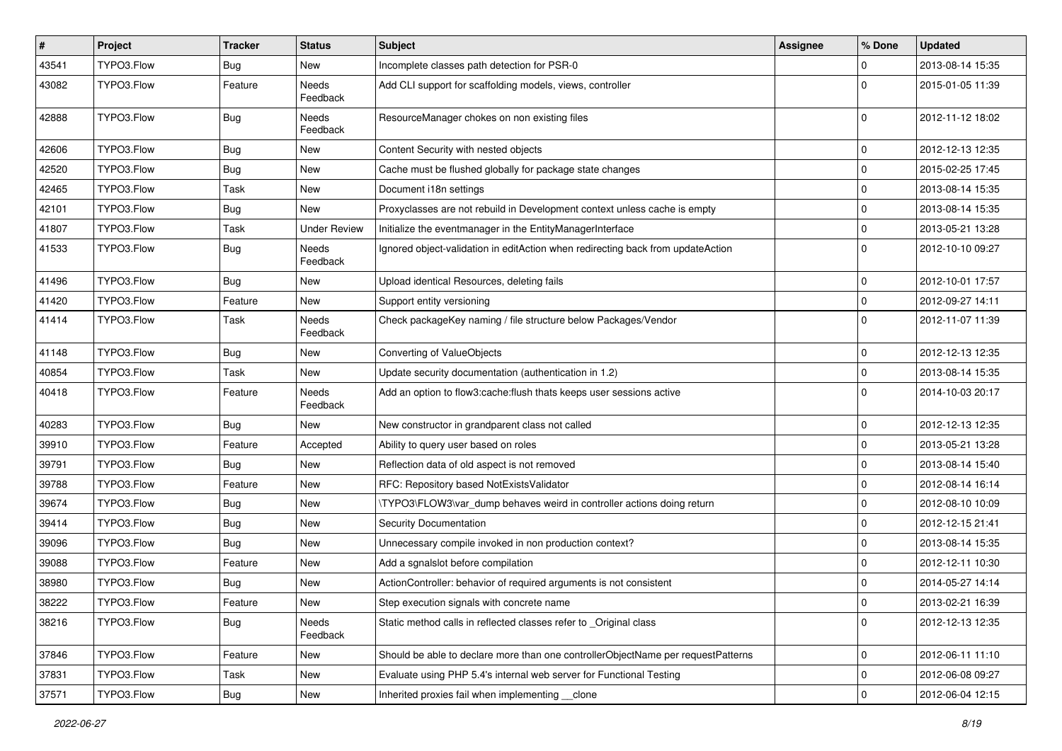| # | Project | Tracker | Status | Subject | Assignee | % Done | Updated |
| --- | --- | --- | --- | --- | --- | --- | --- |
| 43541 | TYPO3.Flow | Bug | New | Incomplete classes path detection for PSR-0 | | 0 | 2013-08-14 15:35 |
| 43082 | TYPO3.Flow | Feature | Needs Feedback | Add CLI support for scaffolding models, views, controller | | 0 | 2015-01-05 11:39 |
| 42888 | TYPO3.Flow | Bug | Needs Feedback | ResourceManager chokes on non existing files | | 0 | 2012-11-12 18:02 |
| 42606 | TYPO3.Flow | Bug | New | Content Security with nested objects | | 0 | 2012-12-13 12:35 |
| 42520 | TYPO3.Flow | Bug | New | Cache must be flushed globally for package state changes | | 0 | 2015-02-25 17:45 |
| 42465 | TYPO3.Flow | Task | New | Document i18n settings | | 0 | 2013-08-14 15:35 |
| 42101 | TYPO3.Flow | Bug | New | Proxyclasses are not rebuild in Development context unless cache is empty | | 0 | 2013-08-14 15:35 |
| 41807 | TYPO3.Flow | Task | Under Review | Initialize the eventmanager in the EntityManagerInterface | | 0 | 2013-05-21 13:28 |
| 41533 | TYPO3.Flow | Bug | Needs Feedback | Ignored object-validation in editAction when redirecting back from updateAction | | 0 | 2012-10-10 09:27 |
| 41496 | TYPO3.Flow | Bug | New | Upload identical Resources, deleting fails | | 0 | 2012-10-01 17:57 |
| 41420 | TYPO3.Flow | Feature | New | Support entity versioning | | 0 | 2012-09-27 14:11 |
| 41414 | TYPO3.Flow | Task | Needs Feedback | Check packageKey naming / file structure below Packages/Vendor | | 0 | 2012-11-07 11:39 |
| 41148 | TYPO3.Flow | Bug | New | Converting of ValueObjects | | 0 | 2012-12-13 12:35 |
| 40854 | TYPO3.Flow | Task | New | Update security documentation (authentication in 1.2) | | 0 | 2013-08-14 15:35 |
| 40418 | TYPO3.Flow | Feature | Needs Feedback | Add an option to flow3:cache:flush thats keeps user sessions active | | 0 | 2014-10-03 20:17 |
| 40283 | TYPO3.Flow | Bug | New | New constructor in grandparent class not called | | 0 | 2012-12-13 12:35 |
| 39910 | TYPO3.Flow | Feature | Accepted | Ability to query user based on roles | | 0 | 2013-05-21 13:28 |
| 39791 | TYPO3.Flow | Bug | New | Reflection data of old aspect is not removed | | 0 | 2013-08-14 15:40 |
| 39788 | TYPO3.Flow | Feature | New | RFC: Repository based NotExistsValidator | | 0 | 2012-08-14 16:14 |
| 39674 | TYPO3.Flow | Bug | New | \TYPO3\FLOW3\var_dump behaves weird in controller actions doing return | | 0 | 2012-08-10 10:09 |
| 39414 | TYPO3.Flow | Bug | New | Security Documentation | | 0 | 2012-12-15 21:41 |
| 39096 | TYPO3.Flow | Bug | New | Unnecessary compile invoked in non production context? | | 0 | 2013-08-14 15:35 |
| 39088 | TYPO3.Flow | Feature | New | Add a sgnalslot before compilation | | 0 | 2012-12-11 10:30 |
| 38980 | TYPO3.Flow | Bug | New | ActionController: behavior of required arguments is not consistent | | 0 | 2014-05-27 14:14 |
| 38222 | TYPO3.Flow | Feature | New | Step execution signals with concrete name | | 0 | 2013-02-21 16:39 |
| 38216 | TYPO3.Flow | Bug | Needs Feedback | Static method calls in reflected classes refer to _Original class | | 0 | 2012-12-13 12:35 |
| 37846 | TYPO3.Flow | Feature | New | Should be able to declare more than one controllerObjectName per requestPatterns | | 0 | 2012-06-11 11:10 |
| 37831 | TYPO3.Flow | Task | New | Evaluate using PHP 5.4's internal web server for Functional Testing | | 0 | 2012-06-08 09:27 |
| 37571 | TYPO3.Flow | Bug | New | Inherited proxies fail when implementing __clone | | 0 | 2012-06-04 12:15 |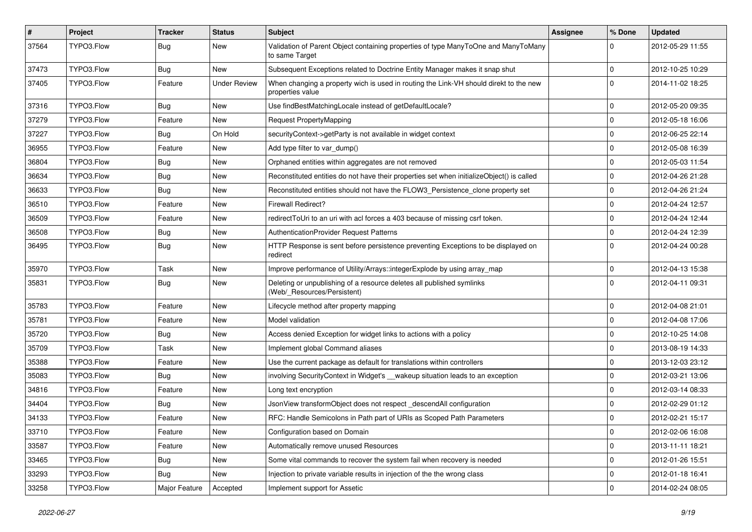| # | Project | Tracker | Status | Subject | Assignee | % Done | Updated |
|---|---|---|---|---|---|---|---|
| 37564 | TYPO3.Flow | Bug | New | Validation of Parent Object containing properties of type ManyToOne and ManyToMany to same Target | | 0 | 2012-05-29 11:55 |
| 37473 | TYPO3.Flow | Bug | New | Subsequent Exceptions related to Doctrine Entity Manager makes it snap shut | | 0 | 2012-10-25 10:29 |
| 37405 | TYPO3.Flow | Feature | Under Review | When changing a property wich is used in routing the Link-VH should direkt to the new properties value | | 0 | 2014-11-02 18:25 |
| 37316 | TYPO3.Flow | Bug | New | Use findBestMatchingLocale instead of getDefaultLocale? | | 0 | 2012-05-20 09:35 |
| 37279 | TYPO3.Flow | Feature | New | Request PropertyMapping | | 0 | 2012-05-18 16:06 |
| 37227 | TYPO3.Flow | Bug | On Hold | securityContext->getParty is not available in widget context | | 0 | 2012-06-25 22:14 |
| 36955 | TYPO3.Flow | Feature | New | Add type filter to var_dump() | | 0 | 2012-05-08 16:39 |
| 36804 | TYPO3.Flow | Bug | New | Orphaned entities within aggregates are not removed | | 0 | 2012-05-03 11:54 |
| 36634 | TYPO3.Flow | Bug | New | Reconstituted entities do not have their properties set when initializeObject() is called | | 0 | 2012-04-26 21:28 |
| 36633 | TYPO3.Flow | Bug | New | Reconstituted entities should not have the FLOW3_Persistence_clone property set | | 0 | 2012-04-26 21:24 |
| 36510 | TYPO3.Flow | Feature | New | Firewall Redirect? | | 0 | 2012-04-24 12:57 |
| 36509 | TYPO3.Flow | Feature | New | redirectToUri to an uri with acl forces a 403 because of missing csrf token. | | 0 | 2012-04-24 12:44 |
| 36508 | TYPO3.Flow | Bug | New | AuthenticationProvider Request Patterns | | 0 | 2012-04-24 12:39 |
| 36495 | TYPO3.Flow | Bug | New | HTTP Response is sent before persistence preventing Exceptions to be displayed on redirect | | 0 | 2012-04-24 00:28 |
| 35970 | TYPO3.Flow | Task | New | Improve performance of Utility/Arrays::integerExplode by using array_map | | 0 | 2012-04-13 15:38 |
| 35831 | TYPO3.Flow | Bug | New | Deleting or unpublishing of a resource deletes all published symlinks (Web/_Resources/Persistent) | | 0 | 2012-04-11 09:31 |
| 35783 | TYPO3.Flow | Feature | New | Lifecycle method after property mapping | | 0 | 2012-04-08 21:01 |
| 35781 | TYPO3.Flow | Feature | New | Model validation | | 0 | 2012-04-08 17:06 |
| 35720 | TYPO3.Flow | Bug | New | Access denied Exception for widget links to actions with a policy | | 0 | 2012-10-25 14:08 |
| 35709 | TYPO3.Flow | Task | New | Implement global Command aliases | | 0 | 2013-08-19 14:33 |
| 35388 | TYPO3.Flow | Feature | New | Use the current package as default for translations within controllers | | 0 | 2013-12-03 23:12 |
| 35083 | TYPO3.Flow | Bug | New | involving SecurityContext in Widget's __wakeup situation leads to an exception | | 0 | 2012-03-21 13:06 |
| 34816 | TYPO3.Flow | Feature | New | Long text encryption | | 0 | 2012-03-14 08:33 |
| 34404 | TYPO3.Flow | Bug | New | JsonView transformObject does not respect _descendAll configuration | | 0 | 2012-02-29 01:12 |
| 34133 | TYPO3.Flow | Feature | New | RFC: Handle Semicolons in Path part of URIs as Scoped Path Parameters | | 0 | 2012-02-21 15:17 |
| 33710 | TYPO3.Flow | Feature | New | Configuration based on Domain | | 0 | 2012-02-06 16:08 |
| 33587 | TYPO3.Flow | Feature | New | Automatically remove unused Resources | | 0 | 2013-11-11 18:21 |
| 33465 | TYPO3.Flow | Bug | New | Some vital commands to recover the system fail when recovery is needed | | 0 | 2012-01-26 15:51 |
| 33293 | TYPO3.Flow | Bug | New | Injection to private variable results in injection of the the wrong class | | 0 | 2012-01-18 16:41 |
| 33258 | TYPO3.Flow | Major Feature | Accepted | Implement support for Assetic | | 0 | 2014-02-24 08:05 |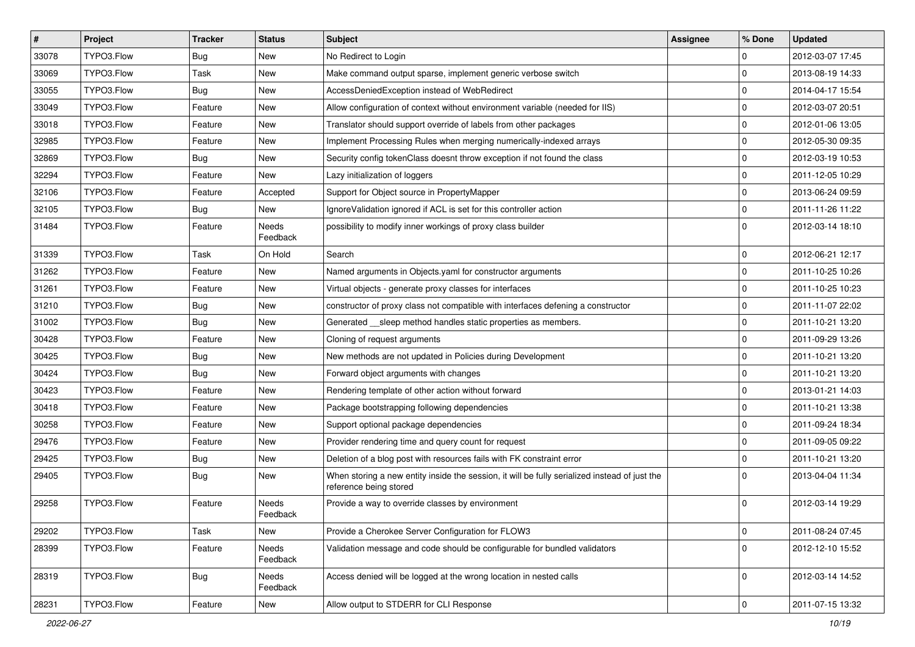| # | Project | Tracker | Status | Subject | Assignee | % Done | Updated |
|---|---|---|---|---|---|---|---|
| 33078 | TYPO3.Flow | Bug | New | No Redirect to Login | | 0 | 2012-03-07 17:45 |
| 33069 | TYPO3.Flow | Task | New | Make command output sparse, implement generic verbose switch | | 0 | 2013-08-19 14:33 |
| 33055 | TYPO3.Flow | Bug | New | AccessDeniedException instead of WebRedirect | | 0 | 2014-04-17 15:54 |
| 33049 | TYPO3.Flow | Feature | New | Allow configuration of context without environment variable (needed for IIS) | | 0 | 2012-03-07 20:51 |
| 33018 | TYPO3.Flow | Feature | New | Translator should support override of labels from other packages | | 0 | 2012-01-06 13:05 |
| 32985 | TYPO3.Flow | Feature | New | Implement Processing Rules when merging numerically-indexed arrays | | 0 | 2012-05-30 09:35 |
| 32869 | TYPO3.Flow | Bug | New | Security config tokenClass doesnt throw exception if not found the class | | 0 | 2012-03-19 10:53 |
| 32294 | TYPO3.Flow | Feature | New | Lazy initialization of loggers | | 0 | 2011-12-05 10:29 |
| 32106 | TYPO3.Flow | Feature | Accepted | Support for Object source in PropertyMapper | | 0 | 2013-06-24 09:59 |
| 32105 | TYPO3.Flow | Bug | New | IgnoreValidation ignored if ACL is set for this controller action | | 0 | 2011-11-26 11:22 |
| 31484 | TYPO3.Flow | Feature | Needs Feedback | possibility to modify inner workings of proxy class builder | | 0 | 2012-03-14 18:10 |
| 31339 | TYPO3.Flow | Task | On Hold | Search | | 0 | 2012-06-21 12:17 |
| 31262 | TYPO3.Flow | Feature | New | Named arguments in Objects.yaml for constructor arguments | | 0 | 2011-10-25 10:26 |
| 31261 | TYPO3.Flow | Feature | New | Virtual objects - generate proxy classes for interfaces | | 0 | 2011-10-25 10:23 |
| 31210 | TYPO3.Flow | Bug | New | constructor of proxy class not compatible with interfaces defening a constructor | | 0 | 2011-11-07 22:02 |
| 31002 | TYPO3.Flow | Bug | New | Generated __sleep method handles static properties as members. | | 0 | 2011-10-21 13:20 |
| 30428 | TYPO3.Flow | Feature | New | Cloning of request arguments | | 0 | 2011-09-29 13:26 |
| 30425 | TYPO3.Flow | Bug | New | New methods are not updated in Policies during Development | | 0 | 2011-10-21 13:20 |
| 30424 | TYPO3.Flow | Bug | New | Forward object arguments with changes | | 0 | 2011-10-21 13:20 |
| 30423 | TYPO3.Flow | Feature | New | Rendering template of other action without forward | | 0 | 2013-01-21 14:03 |
| 30418 | TYPO3.Flow | Feature | New | Package bootstrapping following dependencies | | 0 | 2011-10-21 13:38 |
| 30258 | TYPO3.Flow | Feature | New | Support optional package dependencies | | 0 | 2011-09-24 18:34 |
| 29476 | TYPO3.Flow | Feature | New | Provider rendering time and query count for request | | 0 | 2011-09-05 09:22 |
| 29425 | TYPO3.Flow | Bug | New | Deletion of a blog post with resources fails with FK constraint error | | 0 | 2011-10-21 13:20 |
| 29405 | TYPO3.Flow | Bug | New | When storing a new entity inside the session, it will be fully serialized instead of just the reference being stored | | 0 | 2013-04-04 11:34 |
| 29258 | TYPO3.Flow | Feature | Needs Feedback | Provide a way to override classes by environment | | 0 | 2012-03-14 19:29 |
| 29202 | TYPO3.Flow | Task | New | Provide a Cherokee Server Configuration for FLOW3 | | 0 | 2011-08-24 07:45 |
| 28399 | TYPO3.Flow | Feature | Needs Feedback | Validation message and code should be configurable for bundled validators | | 0 | 2012-12-10 15:52 |
| 28319 | TYPO3.Flow | Bug | Needs Feedback | Access denied will be logged at the wrong location in nested calls | | 0 | 2012-03-14 14:52 |
| 28231 | TYPO3.Flow | Feature | New | Allow output to STDERR for CLI Response | | 0 | 2011-07-15 13:32 |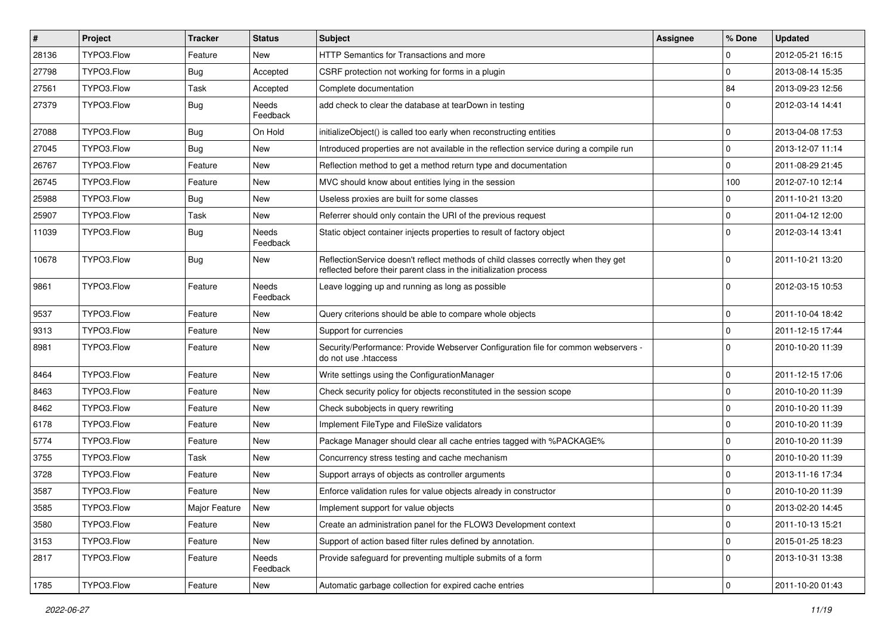| # | Project | Tracker | Status | Subject | Assignee | % Done | Updated |
|---|---|---|---|---|---|---|---|
| 28136 | TYPO3.Flow | Feature | New | HTTP Semantics for Transactions and more | | 0 | 2012-05-21 16:15 |
| 27798 | TYPO3.Flow | Bug | Accepted | CSRF protection not working for forms in a plugin | | 0 | 2013-08-14 15:35 |
| 27561 | TYPO3.Flow | Task | Accepted | Complete documentation | | 84 | 2013-09-23 12:56 |
| 27379 | TYPO3.Flow | Bug | Needs Feedback | add check to clear the database at tearDown in testing | | 0 | 2012-03-14 14:41 |
| 27088 | TYPO3.Flow | Bug | On Hold | initializeObject() is called too early when reconstructing entities | | 0 | 2013-04-08 17:53 |
| 27045 | TYPO3.Flow | Bug | New | Introduced properties are not available in the reflection service during a compile run | | 0 | 2013-12-07 11:14 |
| 26767 | TYPO3.Flow | Feature | New | Reflection method to get a method return type and documentation | | 0 | 2011-08-29 21:45 |
| 26745 | TYPO3.Flow | Feature | New | MVC should know about entities lying in the session | | 100 | 2012-07-10 12:14 |
| 25988 | TYPO3.Flow | Bug | New | Useless proxies are built for some classes | | 0 | 2011-10-21 13:20 |
| 25907 | TYPO3.Flow | Task | New | Referrer should only contain the URI of the previous request | | 0 | 2011-04-12 12:00 |
| 11039 | TYPO3.Flow | Bug | Needs Feedback | Static object container injects properties to result of factory object | | 0 | 2012-03-14 13:41 |
| 10678 | TYPO3.Flow | Bug | New | ReflectionService doesn't reflect methods of child classes correctly when they get reflected before their parent class in the initialization process | | 0 | 2011-10-21 13:20 |
| 9861 | TYPO3.Flow | Feature | Needs Feedback | Leave logging up and running as long as possible | | 0 | 2012-03-15 10:53 |
| 9537 | TYPO3.Flow | Feature | New | Query criterions should be able to compare whole objects | | 0 | 2011-10-04 18:42 |
| 9313 | TYPO3.Flow | Feature | New | Support for currencies | | 0 | 2011-12-15 17:44 |
| 8981 | TYPO3.Flow | Feature | New | Security/Performance: Provide Webserver Configuration file for common webservers - do not use .htaccess | | 0 | 2010-10-20 11:39 |
| 8464 | TYPO3.Flow | Feature | New | Write settings using the ConfigurationManager | | 0 | 2011-12-15 17:06 |
| 8463 | TYPO3.Flow | Feature | New | Check security policy for objects reconstituted in the session scope | | 0 | 2010-10-20 11:39 |
| 8462 | TYPO3.Flow | Feature | New | Check subobjects in query rewriting | | 0 | 2010-10-20 11:39 |
| 6178 | TYPO3.Flow | Feature | New | Implement FileType and FileSize validators | | 0 | 2010-10-20 11:39 |
| 5774 | TYPO3.Flow | Feature | New | Package Manager should clear all cache entries tagged with %PACKAGE% | | 0 | 2010-10-20 11:39 |
| 3755 | TYPO3.Flow | Task | New | Concurrency stress testing and cache mechanism | | 0 | 2010-10-20 11:39 |
| 3728 | TYPO3.Flow | Feature | New | Support arrays of objects as controller arguments | | 0 | 2013-11-16 17:34 |
| 3587 | TYPO3.Flow | Feature | New | Enforce validation rules for value objects already in constructor | | 0 | 2010-10-20 11:39 |
| 3585 | TYPO3.Flow | Major Feature | New | Implement support for value objects | | 0 | 2013-02-20 14:45 |
| 3580 | TYPO3.Flow | Feature | New | Create an administration panel for the FLOW3 Development context | | 0 | 2011-10-13 15:21 |
| 3153 | TYPO3.Flow | Feature | New | Support of action based filter rules defined by annotation. | | 0 | 2015-01-25 18:23 |
| 2817 | TYPO3.Flow | Feature | Needs Feedback | Provide safeguard for preventing multiple submits of a form | | 0 | 2013-10-31 13:38 |
| 1785 | TYPO3.Flow | Feature | New | Automatic garbage collection for expired cache entries | | 0 | 2011-10-20 01:43 |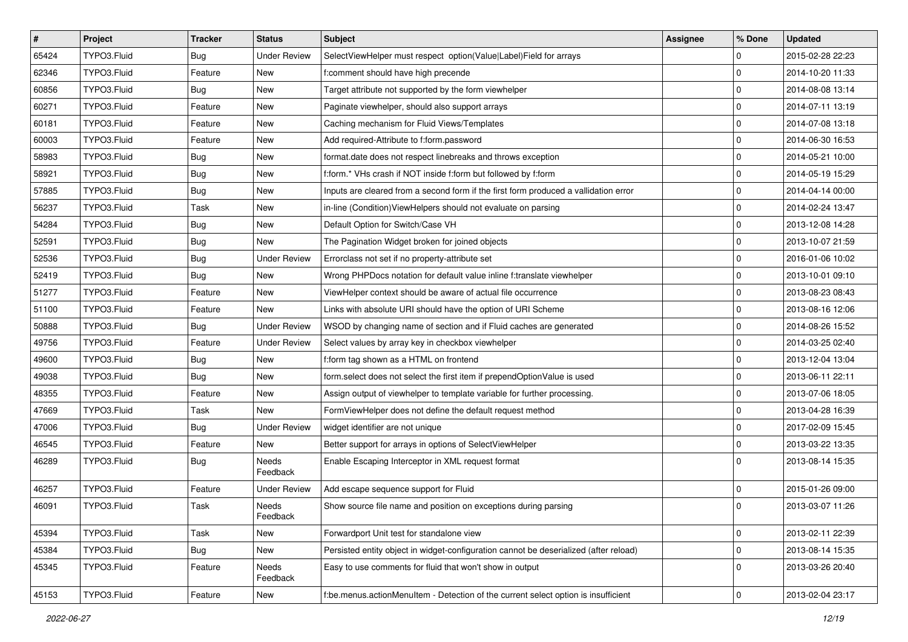| # | Project | Tracker | Status | Subject | Assignee | % Done | Updated |
|---|---|---|---|---|---|---|---|
| 65424 | TYPO3.Fluid | Bug | Under Review | SelectViewHelper must respect option(Value\|Label)Field for arrays | | 0 | 2015-02-28 22:23 |
| 62346 | TYPO3.Fluid | Feature | New | f:comment should have high precende | | 0 | 2014-10-20 11:33 |
| 60856 | TYPO3.Fluid | Bug | New | Target attribute not supported by the form viewhelper | | 0 | 2014-08-08 13:14 |
| 60271 | TYPO3.Fluid | Feature | New | Paginate viewhelper, should also support arrays | | 0 | 2014-07-11 13:19 |
| 60181 | TYPO3.Fluid | Feature | New | Caching mechanism for Fluid Views/Templates | | 0 | 2014-07-08 13:18 |
| 60003 | TYPO3.Fluid | Feature | New | Add required-Attribute to f:form.password | | 0 | 2014-06-30 16:53 |
| 58983 | TYPO3.Fluid | Bug | New | format.date does not respect linebreaks and throws exception | | 0 | 2014-05-21 10:00 |
| 58921 | TYPO3.Fluid | Bug | New | f:form.* VHs crash if NOT inside f:form but followed by f:form | | 0 | 2014-05-19 15:29 |
| 57885 | TYPO3.Fluid | Bug | New | Inputs are cleared from a second form if the first form produced a vallidation error | | 0 | 2014-04-14 00:00 |
| 56237 | TYPO3.Fluid | Task | New | in-line (Condition)ViewHelpers should not evaluate on parsing | | 0 | 2014-02-24 13:47 |
| 54284 | TYPO3.Fluid | Bug | New | Default Option for Switch/Case VH | | 0 | 2013-12-08 14:28 |
| 52591 | TYPO3.Fluid | Bug | New | The Pagination Widget broken for joined objects | | 0 | 2013-10-07 21:59 |
| 52536 | TYPO3.Fluid | Bug | Under Review | Errorclass not set if no property-attribute set | | 0 | 2016-01-06 10:02 |
| 52419 | TYPO3.Fluid | Bug | New | Wrong PHPDocs notation for default value inline f:translate viewhelper | | 0 | 2013-10-01 09:10 |
| 51277 | TYPO3.Fluid | Feature | New | ViewHelper context should be aware of actual file occurrence | | 0 | 2013-08-23 08:43 |
| 51100 | TYPO3.Fluid | Feature | New | Links with absolute URI should have the option of URI Scheme | | 0 | 2013-08-16 12:06 |
| 50888 | TYPO3.Fluid | Bug | Under Review | WSOD by changing name of section and if Fluid caches are generated | | 0 | 2014-08-26 15:52 |
| 49756 | TYPO3.Fluid | Feature | Under Review | Select values by array key in checkbox viewhelper | | 0 | 2014-03-25 02:40 |
| 49600 | TYPO3.Fluid | Bug | New | f:form tag shown as a HTML on frontend | | 0 | 2013-12-04 13:04 |
| 49038 | TYPO3.Fluid | Bug | New | form.select does not select the first item if prependOptionValue is used | | 0 | 2013-06-11 22:11 |
| 48355 | TYPO3.Fluid | Feature | New | Assign output of viewhelper to template variable for further processing. | | 0 | 2013-07-06 18:05 |
| 47669 | TYPO3.Fluid | Task | New | FormViewHelper does not define the default request method | | 0 | 2013-04-28 16:39 |
| 47006 | TYPO3.Fluid | Bug | Under Review | widget identifier are not unique | | 0 | 2017-02-09 15:45 |
| 46545 | TYPO3.Fluid | Feature | New | Better support for arrays in options of SelectViewHelper | | 0 | 2013-03-22 13:35 |
| 46289 | TYPO3.Fluid | Bug | Needs Feedback | Enable Escaping Interceptor in XML request format | | 0 | 2013-08-14 15:35 |
| 46257 | TYPO3.Fluid | Feature | Under Review | Add escape sequence support for Fluid | | 0 | 2015-01-26 09:00 |
| 46091 | TYPO3.Fluid | Task | Needs Feedback | Show source file name and position on exceptions during parsing | | 0 | 2013-03-07 11:26 |
| 45394 | TYPO3.Fluid | Task | New | Forwardport Unit test for standalone view | | 0 | 2013-02-11 22:39 |
| 45384 | TYPO3.Fluid | Bug | New | Persisted entity object in widget-configuration cannot be deserialized (after reload) | | 0 | 2013-08-14 15:35 |
| 45345 | TYPO3.Fluid | Feature | Needs Feedback | Easy to use comments for fluid that won't show in output | | 0 | 2013-03-26 20:40 |
| 45153 | TYPO3.Fluid | Feature | New | f:be.menus.actionMenuItem - Detection of the current select option is insufficient | | 0 | 2013-02-04 23:17 |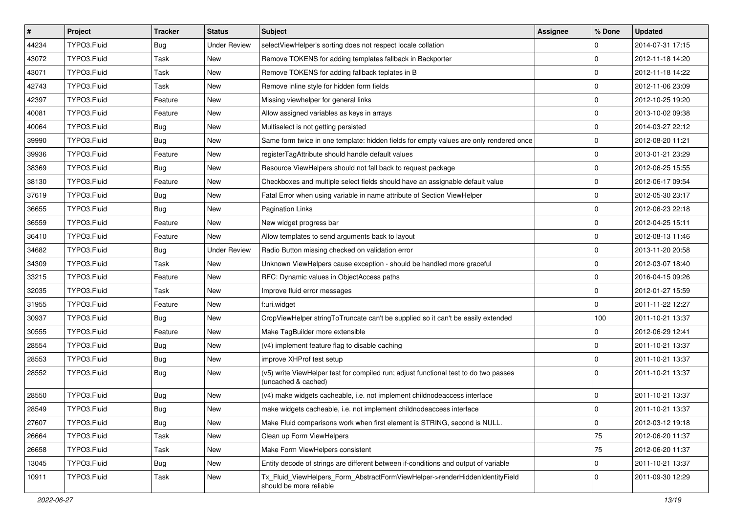| # | Project | Tracker | Status | Subject | Assignee | % Done | Updated |
|---|---|---|---|---|---|---|---|
| 44234 | TYPO3.Fluid | Bug | Under Review | selectViewHelper's sorting does not respect locale collation | | 0 | 2014-07-31 17:15 |
| 43072 | TYPO3.Fluid | Task | New | Remove TOKENS for adding templates fallback in Backporter | | 0 | 2012-11-18 14:20 |
| 43071 | TYPO3.Fluid | Task | New | Remove TOKENS for adding fallback teplates in B | | 0 | 2012-11-18 14:22 |
| 42743 | TYPO3.Fluid | Task | New | Remove inline style for hidden form fields | | 0 | 2012-11-06 23:09 |
| 42397 | TYPO3.Fluid | Feature | New | Missing viewhelper for general links | | 0 | 2012-10-25 19:20 |
| 40081 | TYPO3.Fluid | Feature | New | Allow assigned variables as keys in arrays | | 0 | 2013-10-02 09:38 |
| 40064 | TYPO3.Fluid | Bug | New | Multiselect is not getting persisted | | 0 | 2014-03-27 22:12 |
| 39990 | TYPO3.Fluid | Bug | New | Same form twice in one template: hidden fields for empty values are only rendered once | | 0 | 2012-08-20 11:21 |
| 39936 | TYPO3.Fluid | Feature | New | registerTagAttribute should handle default values | | 0 | 2013-01-21 23:29 |
| 38369 | TYPO3.Fluid | Bug | New | Resource ViewHelpers should not fall back to request package | | 0 | 2012-06-25 15:55 |
| 38130 | TYPO3.Fluid | Feature | New | Checkboxes and multiple select fields should have an assignable default value | | 0 | 2012-06-17 09:54 |
| 37619 | TYPO3.Fluid | Bug | New | Fatal Error when using variable in name attribute of Section ViewHelper | | 0 | 2012-05-30 23:17 |
| 36655 | TYPO3.Fluid | Bug | New | Pagination Links | | 0 | 2012-06-23 22:18 |
| 36559 | TYPO3.Fluid | Feature | New | New widget progress bar | | 0 | 2012-04-25 15:11 |
| 36410 | TYPO3.Fluid | Feature | New | Allow templates to send arguments back to layout | | 0 | 2012-08-13 11:46 |
| 34682 | TYPO3.Fluid | Bug | Under Review | Radio Button missing checked on validation error | | 0 | 2013-11-20 20:58 |
| 34309 | TYPO3.Fluid | Task | New | Unknown ViewHelpers cause exception - should be handled more graceful | | 0 | 2012-03-07 18:40 |
| 33215 | TYPO3.Fluid | Feature | New | RFC: Dynamic values in ObjectAccess paths | | 0 | 2016-04-15 09:26 |
| 32035 | TYPO3.Fluid | Task | New | Improve fluid error messages | | 0 | 2012-01-27 15:59 |
| 31955 | TYPO3.Fluid | Feature | New | f:uri.widget | | 0 | 2011-11-22 12:27 |
| 30937 | TYPO3.Fluid | Bug | New | CropViewHelper stringToTruncate can't be supplied so it can't be easily extended | | 100 | 2011-10-21 13:37 |
| 30555 | TYPO3.Fluid | Feature | New | Make TagBuilder more extensible | | 0 | 2012-06-29 12:41 |
| 28554 | TYPO3.Fluid | Bug | New | (v4) implement feature flag to disable caching | | 0 | 2011-10-21 13:37 |
| 28553 | TYPO3.Fluid | Bug | New | improve XHProf test setup | | 0 | 2011-10-21 13:37 |
| 28552 | TYPO3.Fluid | Bug | New | (v5) write ViewHelper test for compiled run; adjust functional test to do two passes (uncached & cached) | | 0 | 2011-10-21 13:37 |
| 28550 | TYPO3.Fluid | Bug | New | (v4) make widgets cacheable, i.e. not implement childnodeaccess interface | | 0 | 2011-10-21 13:37 |
| 28549 | TYPO3.Fluid | Bug | New | make widgets cacheable, i.e. not implement childnodeaccess interface | | 0 | 2011-10-21 13:37 |
| 27607 | TYPO3.Fluid | Bug | New | Make Fluid comparisons work when first element is STRING, second is NULL. | | 0 | 2012-03-12 19:18 |
| 26664 | TYPO3.Fluid | Task | New | Clean up Form ViewHelpers | | 75 | 2012-06-20 11:37 |
| 26658 | TYPO3.Fluid | Task | New | Make Form ViewHelpers consistent | | 75 | 2012-06-20 11:37 |
| 13045 | TYPO3.Fluid | Bug | New | Entity decode of strings are different between if-conditions and output of variable | | 0 | 2011-10-21 13:37 |
| 10911 | TYPO3.Fluid | Task | New | Tx_Fluid_ViewHelpers_Form_AbstractFormViewHelper->renderHiddenIdentityField should be more reliable | | 0 | 2011-09-30 12:29 |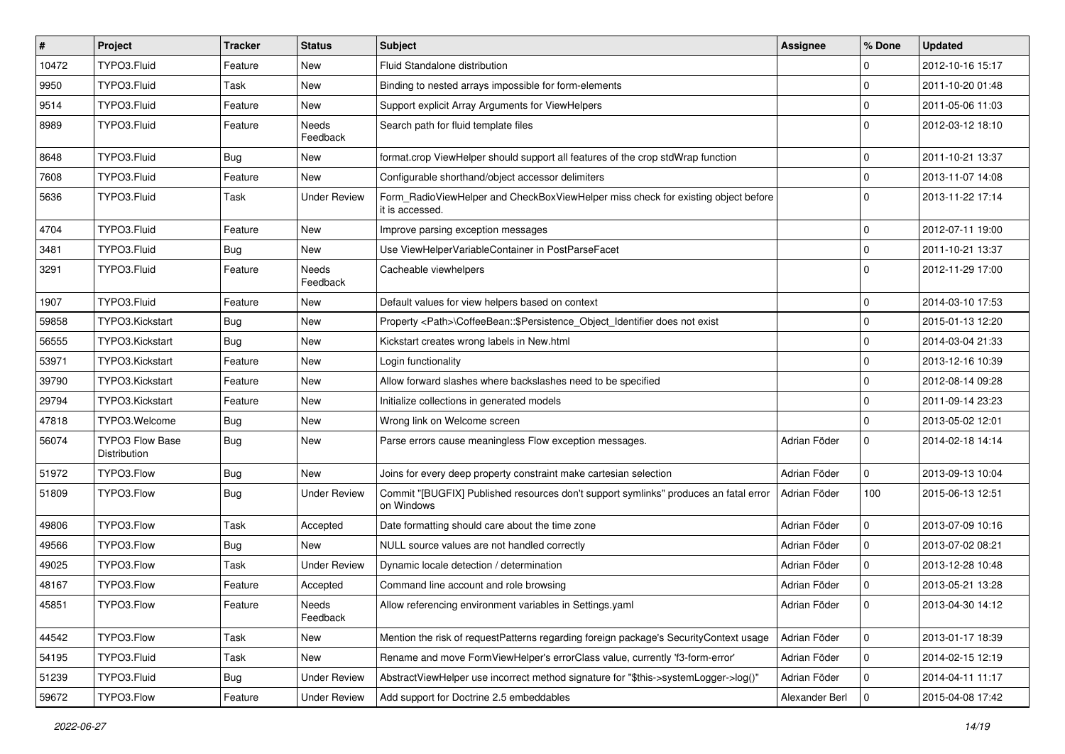| # | Project | Tracker | Status | Subject | Assignee | % Done | Updated |
|---|---|---|---|---|---|---|---|
| 10472 | TYPO3.Fluid | Feature | New | Fluid Standalone distribution | | 0 | 2012-10-16 15:17 |
| 9950 | TYPO3.Fluid | Task | New | Binding to nested arrays impossible for form-elements | | 0 | 2011-10-20 01:48 |
| 9514 | TYPO3.Fluid | Feature | New | Support explicit Array Arguments for ViewHelpers | | 0 | 2011-05-06 11:03 |
| 8989 | TYPO3.Fluid | Feature | Needs Feedback | Search path for fluid template files | | 0 | 2012-03-12 18:10 |
| 8648 | TYPO3.Fluid | Bug | New | format.crop ViewHelper should support all features of the crop stdWrap function | | 0 | 2011-10-21 13:37 |
| 7608 | TYPO3.Fluid | Feature | New | Configurable shorthand/object accessor delimiters | | 0 | 2013-11-07 14:08 |
| 5636 | TYPO3.Fluid | Task | Under Review | Form_RadioViewHelper and CheckBoxViewHelper miss check for existing object before it is accessed. | | 0 | 2013-11-22 17:14 |
| 4704 | TYPO3.Fluid | Feature | New | Improve parsing exception messages | | 0 | 2012-07-11 19:00 |
| 3481 | TYPO3.Fluid | Bug | New | Use ViewHelperVariableContainer in PostParseFacet | | 0 | 2011-10-21 13:37 |
| 3291 | TYPO3.Fluid | Feature | Needs Feedback | Cacheable viewhelpers | | 0 | 2012-11-29 17:00 |
| 1907 | TYPO3.Fluid | Feature | New | Default values for view helpers based on context | | 0 | 2014-03-10 17:53 |
| 59858 | TYPO3.Kickstart | Bug | New | Property <Path>\CoffeeBean::$Persistence_Object_Identifier does not exist | | 0 | 2015-01-13 12:20 |
| 56555 | TYPO3.Kickstart | Bug | New | Kickstart creates wrong labels in New.html | | 0 | 2014-03-04 21:33 |
| 53971 | TYPO3.Kickstart | Feature | New | Login functionality | | 0 | 2013-12-16 10:39 |
| 39790 | TYPO3.Kickstart | Feature | New | Allow forward slashes where backslashes need to be specified | | 0 | 2012-08-14 09:28 |
| 29794 | TYPO3.Kickstart | Feature | New | Initialize collections in generated models | | 0 | 2011-09-14 23:23 |
| 47818 | TYPO3.Welcome | Bug | New | Wrong link on Welcome screen | | 0 | 2013-05-02 12:01 |
| 56074 | TYPO3 Flow Base Distribution | Bug | New | Parse errors cause meaningless Flow exception messages. | Adrian Föder | 0 | 2014-02-18 14:14 |
| 51972 | TYPO3.Flow | Bug | New | Joins for every deep property constraint make cartesian selection | Adrian Föder | 0 | 2013-09-13 10:04 |
| 51809 | TYPO3.Flow | Bug | Under Review | Commit "[BUGFIX] Published resources don't support symlinks" produces an fatal error on Windows | Adrian Föder | 100 | 2015-06-13 12:51 |
| 49806 | TYPO3.Flow | Task | Accepted | Date formatting should care about the time zone | Adrian Föder | 0 | 2013-07-09 10:16 |
| 49566 | TYPO3.Flow | Bug | New | NULL source values are not handled correctly | Adrian Föder | 0 | 2013-07-02 08:21 |
| 49025 | TYPO3.Flow | Task | Under Review | Dynamic locale detection / determination | Adrian Föder | 0 | 2013-12-28 10:48 |
| 48167 | TYPO3.Flow | Feature | Accepted | Command line account and role browsing | Adrian Föder | 0 | 2013-05-21 13:28 |
| 45851 | TYPO3.Flow | Feature | Needs Feedback | Allow referencing environment variables in Settings.yaml | Adrian Föder | 0 | 2013-04-30 14:12 |
| 44542 | TYPO3.Flow | Task | New | Mention the risk of requestPatterns regarding foreign package's SecurityContext usage | Adrian Föder | 0 | 2013-01-17 18:39 |
| 54195 | TYPO3.Fluid | Task | New | Rename and move FormViewHelper's errorClass value, currently 'f3-form-error' | Adrian Föder | 0 | 2014-02-15 12:19 |
| 51239 | TYPO3.Fluid | Bug | Under Review | AbstractViewHelper use incorrect method signature for "$this->systemLogger->log()" | Adrian Föder | 0 | 2014-04-11 11:17 |
| 59672 | TYPO3.Flow | Feature | Under Review | Add support for Doctrine 2.5 embeddables | Alexander Berl | 0 | 2015-04-08 17:42 |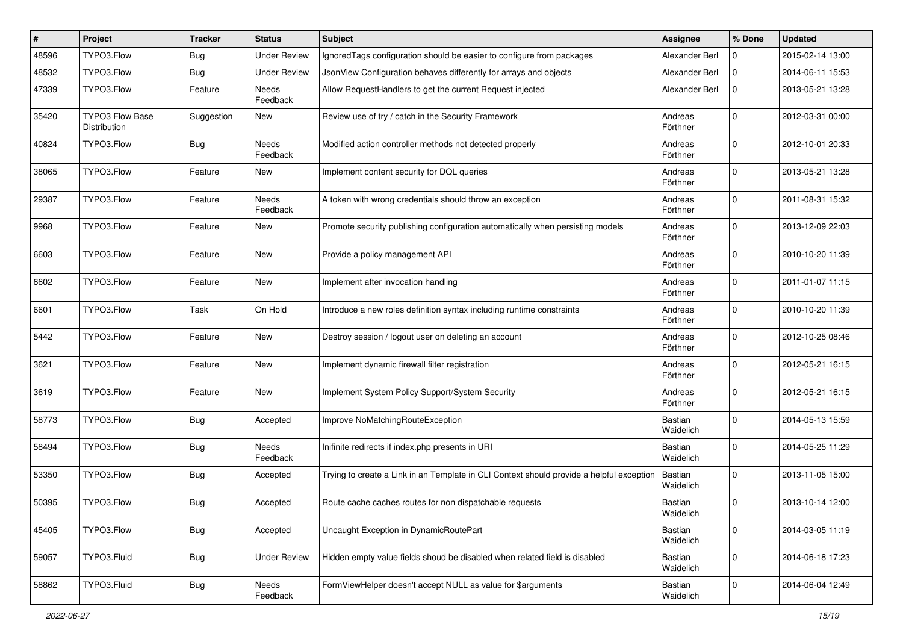| # | Project | Tracker | Status | Subject | Assignee | % Done | Updated |
| --- | --- | --- | --- | --- | --- | --- | --- |
| 48596 | TYPO3.Flow | Bug | Under Review | IgnoredTags configuration should be easier to configure from packages | Alexander Berl | 0 | 2015-02-14 13:00 |
| 48532 | TYPO3.Flow | Bug | Under Review | JsonView Configuration behaves differently for arrays and objects | Alexander Berl | 0 | 2014-06-11 15:53 |
| 47339 | TYPO3.Flow | Feature | Needs Feedback | Allow RequestHandlers to get the current Request injected | Alexander Berl | 0 | 2013-05-21 13:28 |
| 35420 | TYPO3 Flow Base Distribution | Suggestion | New | Review use of try / catch in the Security Framework | Andreas Förthner | 0 | 2012-03-31 00:00 |
| 40824 | TYPO3.Flow | Bug | Needs Feedback | Modified action controller methods not detected properly | Andreas Förthner | 0 | 2012-10-01 20:33 |
| 38065 | TYPO3.Flow | Feature | New | Implement content security for DQL queries | Andreas Förthner | 0 | 2013-05-21 13:28 |
| 29387 | TYPO3.Flow | Feature | Needs Feedback | A token with wrong credentials should throw an exception | Andreas Förthner | 0 | 2011-08-31 15:32 |
| 9968 | TYPO3.Flow | Feature | New | Promote security publishing configuration automatically when persisting models | Andreas Förthner | 0 | 2013-12-09 22:03 |
| 6603 | TYPO3.Flow | Feature | New | Provide a policy management API | Andreas Förthner | 0 | 2010-10-20 11:39 |
| 6602 | TYPO3.Flow | Feature | New | Implement after invocation handling | Andreas Förthner | 0 | 2011-01-07 11:15 |
| 6601 | TYPO3.Flow | Task | On Hold | Introduce a new roles definition syntax including runtime constraints | Andreas Förthner | 0 | 2010-10-20 11:39 |
| 5442 | TYPO3.Flow | Feature | New | Destroy session / logout user on deleting an account | Andreas Förthner | 0 | 2012-10-25 08:46 |
| 3621 | TYPO3.Flow | Feature | New | Implement dynamic firewall filter registration | Andreas Förthner | 0 | 2012-05-21 16:15 |
| 3619 | TYPO3.Flow | Feature | New | Implement System Policy Support/System Security | Andreas Förthner | 0 | 2012-05-21 16:15 |
| 58773 | TYPO3.Flow | Bug | Accepted | Improve NoMatchingRouteException | Bastian Waidelich | 0 | 2014-05-13 15:59 |
| 58494 | TYPO3.Flow | Bug | Needs Feedback | Inifinite redirects if index.php presents in URI | Bastian Waidelich | 0 | 2014-05-25 11:29 |
| 53350 | TYPO3.Flow | Bug | Accepted | Trying to create a Link in an Template in CLI Context should provide a helpful exception | Bastian Waidelich | 0 | 2013-11-05 15:00 |
| 50395 | TYPO3.Flow | Bug | Accepted | Route cache caches routes for non dispatchable requests | Bastian Waidelich | 0 | 2013-10-14 12:00 |
| 45405 | TYPO3.Flow | Bug | Accepted | Uncaught Exception in DynamicRoutePart | Bastian Waidelich | 0 | 2014-03-05 11:19 |
| 59057 | TYPO3.Fluid | Bug | Under Review | Hidden empty value fields shoud be disabled when related field is disabled | Bastian Waidelich | 0 | 2014-06-18 17:23 |
| 58862 | TYPO3.Fluid | Bug | Needs Feedback | FormViewHelper doesn't accept NULL as value for $arguments | Bastian Waidelich | 0 | 2014-06-04 12:49 |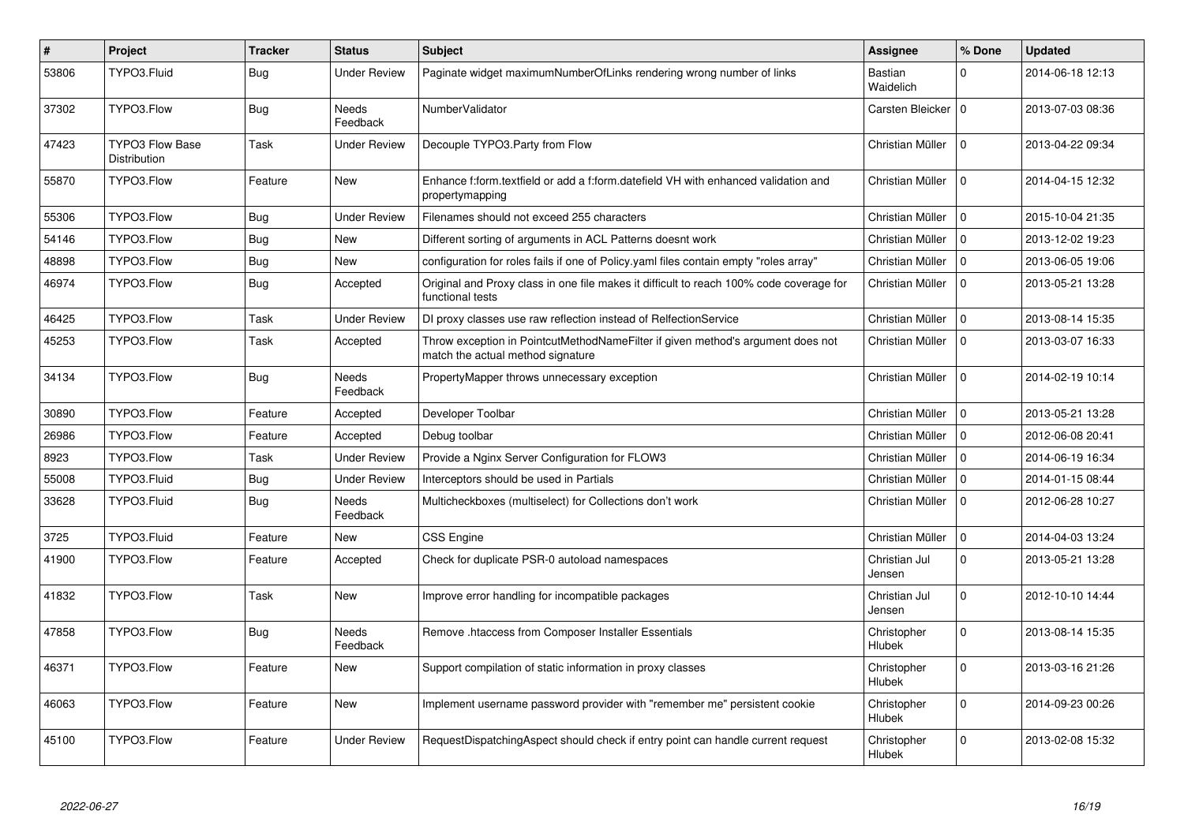| # | Project | Tracker | Status | Subject | Assignee | % Done | Updated |
|---|---|---|---|---|---|---|---|
| 53806 | TYPO3.Fluid | Bug | Under Review | Paginate widget maximumNumberOfLinks rendering wrong number of links | Bastian Waidelich | 0 | 2014-06-18 12:13 |
| 37302 | TYPO3.Flow | Bug | Needs Feedback | NumberValidator | Carsten Bleicker | 0 | 2013-07-03 08:36 |
| 47423 | TYPO3 Flow Base Distribution | Task | Under Review | Decouple TYPO3.Party from Flow | Christian Müller | 0 | 2013-04-22 09:34 |
| 55870 | TYPO3.Flow | Feature | New | Enhance f:form.textfield or add a f:form.datefield VH with enhanced validation and propertymapping | Christian Müller | 0 | 2014-04-15 12:32 |
| 55306 | TYPO3.Flow | Bug | Under Review | Filenames should not exceed 255 characters | Christian Müller | 0 | 2015-10-04 21:35 |
| 54146 | TYPO3.Flow | Bug | New | Different sorting of arguments in ACL Patterns doesnt work | Christian Müller | 0 | 2013-12-02 19:23 |
| 48898 | TYPO3.Flow | Bug | New | configuration for roles fails if one of Policy.yaml files contain empty "roles array" | Christian Müller | 0 | 2013-06-05 19:06 |
| 46974 | TYPO3.Flow | Bug | Accepted | Original and Proxy class in one file makes it difficult to reach 100% code coverage for functional tests | Christian Müller | 0 | 2013-05-21 13:28 |
| 46425 | TYPO3.Flow | Task | Under Review | DI proxy classes use raw reflection instead of RelfectionService | Christian Müller | 0 | 2013-08-14 15:35 |
| 45253 | TYPO3.Flow | Task | Accepted | Throw exception in PointcutMethodNameFilter if given method's argument does not match the actual method signature | Christian Müller | 0 | 2013-03-07 16:33 |
| 34134 | TYPO3.Flow | Bug | Needs Feedback | PropertyMapper throws unnecessary exception | Christian Müller | 0 | 2014-02-19 10:14 |
| 30890 | TYPO3.Flow | Feature | Accepted | Developer Toolbar | Christian Müller | 0 | 2013-05-21 13:28 |
| 26986 | TYPO3.Flow | Feature | Accepted | Debug toolbar | Christian Müller | 0 | 2012-06-08 20:41 |
| 8923 | TYPO3.Flow | Task | Under Review | Provide a Nginx Server Configuration for FLOW3 | Christian Müller | 0 | 2014-06-19 16:34 |
| 55008 | TYPO3.Fluid | Bug | Under Review | Interceptors should be used in Partials | Christian Müller | 0 | 2014-01-15 08:44 |
| 33628 | TYPO3.Fluid | Bug | Needs Feedback | Multicheckboxes (multiselect) for Collections don't work | Christian Müller | 0 | 2012-06-28 10:27 |
| 3725 | TYPO3.Fluid | Feature | New | CSS Engine | Christian Müller | 0 | 2014-04-03 13:24 |
| 41900 | TYPO3.Flow | Feature | Accepted | Check for duplicate PSR-0 autoload namespaces | Christian Jul Jensen | 0 | 2013-05-21 13:28 |
| 41832 | TYPO3.Flow | Task | New | Improve error handling for incompatible packages | Christian Jul Jensen | 0 | 2012-10-10 14:44 |
| 47858 | TYPO3.Flow | Bug | Needs Feedback | Remove .htaccess from Composer Installer Essentials | Christopher Hlubek | 0 | 2013-08-14 15:35 |
| 46371 | TYPO3.Flow | Feature | New | Support compilation of static information in proxy classes | Christopher Hlubek | 0 | 2013-03-16 21:26 |
| 46063 | TYPO3.Flow | Feature | New | Implement username password provider with "remember me" persistent cookie | Christopher Hlubek | 0 | 2014-09-23 00:26 |
| 45100 | TYPO3.Flow | Feature | Under Review | RequestDispatchingAspect should check if entry point can handle current request | Christopher Hlubek | 0 | 2013-02-08 15:32 |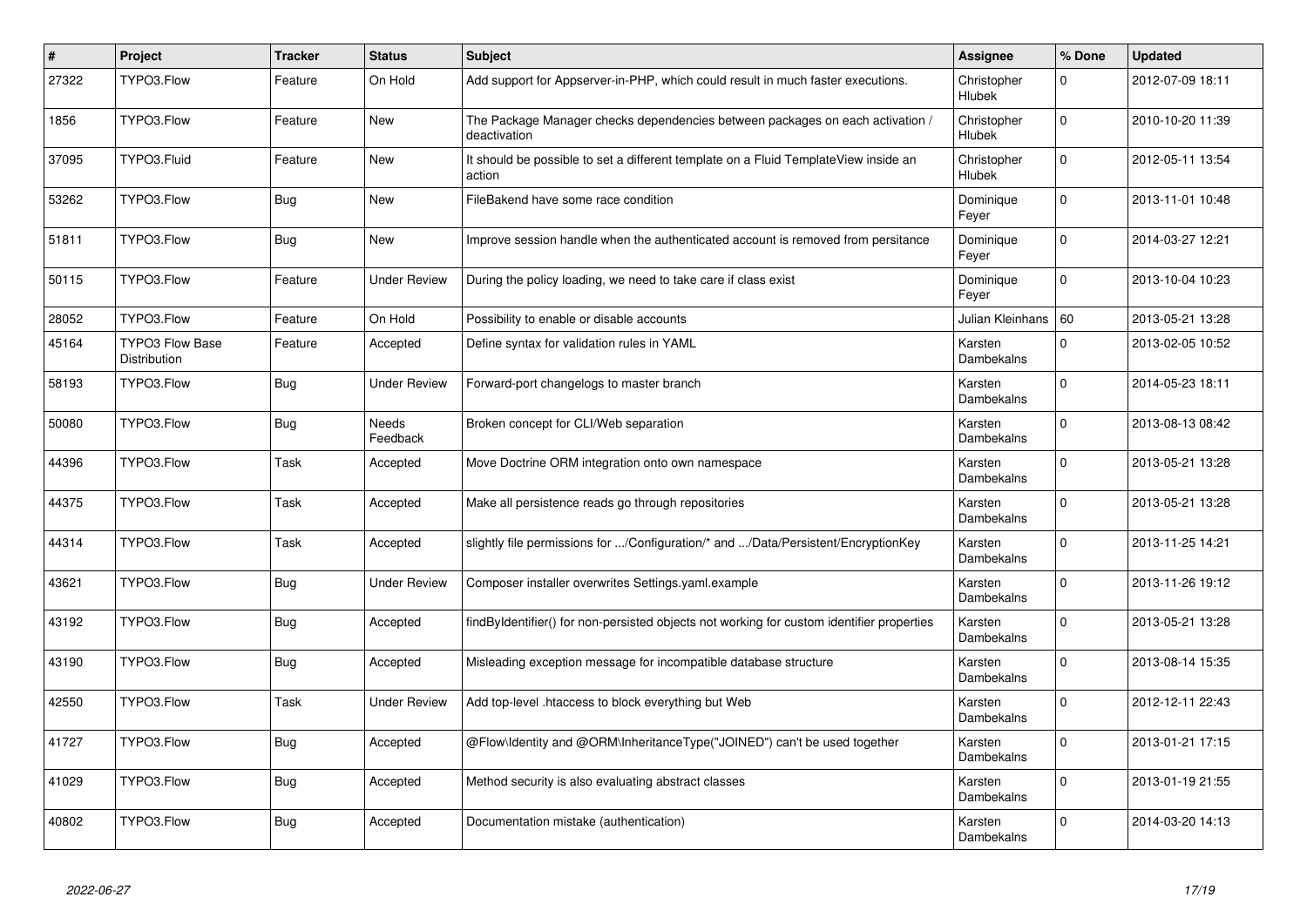| # | Project | Tracker | Status | Subject | Assignee | % Done | Updated |
|---|---|---|---|---|---|---|---|
| 27322 | TYPO3.Flow | Feature | On Hold | Add support for Appserver-in-PHP, which could result in much faster executions. | Christopher Hlubek | 0 | 2012-07-09 18:11 |
| 1856 | TYPO3.Flow | Feature | New | The Package Manager checks dependencies between packages on each activation / deactivation | Christopher Hlubek | 0 | 2010-10-20 11:39 |
| 37095 | TYPO3.Fluid | Feature | New | It should be possible to set a different template on a Fluid TemplateView inside an action | Christopher Hlubek | 0 | 2012-05-11 13:54 |
| 53262 | TYPO3.Flow | Bug | New | FileBakend have some race condition | Dominique Feyer | 0 | 2013-11-01 10:48 |
| 51811 | TYPO3.Flow | Bug | New | Improve session handle when the authenticated account is removed from persitance | Dominique Feyer | 0 | 2014-03-27 12:21 |
| 50115 | TYPO3.Flow | Feature | Under Review | During the policy loading, we need to take care if class exist | Dominique Feyer | 0 | 2013-10-04 10:23 |
| 28052 | TYPO3.Flow | Feature | On Hold | Possibility to enable or disable accounts | Julian Kleinhans | 60 | 2013-05-21 13:28 |
| 45164 | TYPO3 Flow Base Distribution | Feature | Accepted | Define syntax for validation rules in YAML | Karsten Dambekalns | 0 | 2013-02-05 10:52 |
| 58193 | TYPO3.Flow | Bug | Under Review | Forward-port changelogs to master branch | Karsten Dambekalns | 0 | 2014-05-23 18:11 |
| 50080 | TYPO3.Flow | Bug | Needs Feedback | Broken concept for CLI/Web separation | Karsten Dambekalns | 0 | 2013-08-13 08:42 |
| 44396 | TYPO3.Flow | Task | Accepted | Move Doctrine ORM integration onto own namespace | Karsten Dambekalns | 0 | 2013-05-21 13:28 |
| 44375 | TYPO3.Flow | Task | Accepted | Make all persistence reads go through repositories | Karsten Dambekalns | 0 | 2013-05-21 13:28 |
| 44314 | TYPO3.Flow | Task | Accepted | slightly file permissions for .../Configuration/* and .../Data/Persistent/EncryptionKey | Karsten Dambekalns | 0 | 2013-11-25 14:21 |
| 43621 | TYPO3.Flow | Bug | Under Review | Composer installer overwrites Settings.yaml.example | Karsten Dambekalns | 0 | 2013-11-26 19:12 |
| 43192 | TYPO3.Flow | Bug | Accepted | findByIdentifier() for non-persisted objects not working for custom identifier properties | Karsten Dambekalns | 0 | 2013-05-21 13:28 |
| 43190 | TYPO3.Flow | Bug | Accepted | Misleading exception message for incompatible database structure | Karsten Dambekalns | 0 | 2013-08-14 15:35 |
| 42550 | TYPO3.Flow | Task | Under Review | Add top-level .htaccess to block everything but Web | Karsten Dambekalns | 0 | 2012-12-11 22:43 |
| 41727 | TYPO3.Flow | Bug | Accepted | @Flow\Identity and @ORM\InheritanceType("JOINED") can't be used together | Karsten Dambekalns | 0 | 2013-01-21 17:15 |
| 41029 | TYPO3.Flow | Bug | Accepted | Method security is also evaluating abstract classes | Karsten Dambekalns | 0 | 2013-01-19 21:55 |
| 40802 | TYPO3.Flow | Bug | Accepted | Documentation mistake (authentication) | Karsten Dambekalns | 0 | 2014-03-20 14:13 |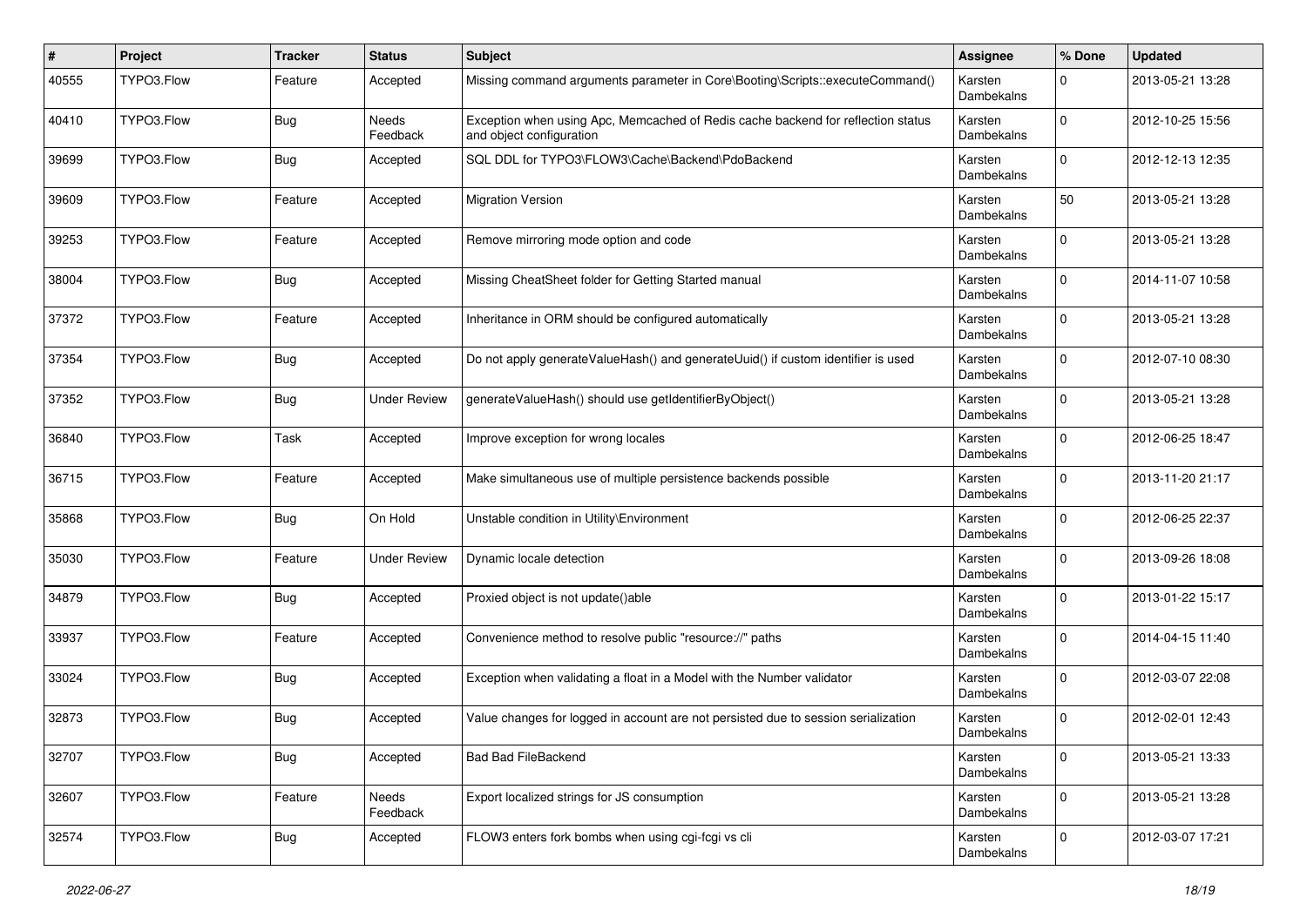| # | Project | Tracker | Status | Subject | Assignee | % Done | Updated |
| --- | --- | --- | --- | --- | --- | --- | --- |
| 40555 | TYPO3.Flow | Feature | Accepted | Missing command arguments parameter in Core\Booting\Scripts::executeCommand() | Karsten Dambekalns | 0 | 2013-05-21 13:28 |
| 40410 | TYPO3.Flow | Bug | Needs Feedback | Exception when using Apc, Memcached of Redis cache backend for reflection status and object configuration | Karsten Dambekalns | 0 | 2012-10-25 15:56 |
| 39699 | TYPO3.Flow | Bug | Accepted | SQL DDL for TYPO3\FLOW3\Cache\Backend\PdoBackend | Karsten Dambekalns | 0 | 2012-12-13 12:35 |
| 39609 | TYPO3.Flow | Feature | Accepted | Migration Version | Karsten Dambekalns | 50 | 2013-05-21 13:28 |
| 39253 | TYPO3.Flow | Feature | Accepted | Remove mirroring mode option and code | Karsten Dambekalns | 0 | 2013-05-21 13:28 |
| 38004 | TYPO3.Flow | Bug | Accepted | Missing CheatSheet folder for Getting Started manual | Karsten Dambekalns | 0 | 2014-11-07 10:58 |
| 37372 | TYPO3.Flow | Feature | Accepted | Inheritance in ORM should be configured automatically | Karsten Dambekalns | 0 | 2013-05-21 13:28 |
| 37354 | TYPO3.Flow | Bug | Accepted | Do not apply generateValueHash() and generateUuid() if custom identifier is used | Karsten Dambekalns | 0 | 2012-07-10 08:30 |
| 37352 | TYPO3.Flow | Bug | Under Review | generateValueHash() should use getIdentifierByObject() | Karsten Dambekalns | 0 | 2013-05-21 13:28 |
| 36840 | TYPO3.Flow | Task | Accepted | Improve exception for wrong locales | Karsten Dambekalns | 0 | 2012-06-25 18:47 |
| 36715 | TYPO3.Flow | Feature | Accepted | Make simultaneous use of multiple persistence backends possible | Karsten Dambekalns | 0 | 2013-11-20 21:17 |
| 35868 | TYPO3.Flow | Bug | On Hold | Unstable condition in Utility\Environment | Karsten Dambekalns | 0 | 2012-06-25 22:37 |
| 35030 | TYPO3.Flow | Feature | Under Review | Dynamic locale detection | Karsten Dambekalns | 0 | 2013-09-26 18:08 |
| 34879 | TYPO3.Flow | Bug | Accepted | Proxied object is not update()able | Karsten Dambekalns | 0 | 2013-01-22 15:17 |
| 33937 | TYPO3.Flow | Feature | Accepted | Convenience method to resolve public "resource://" paths | Karsten Dambekalns | 0 | 2014-04-15 11:40 |
| 33024 | TYPO3.Flow | Bug | Accepted | Exception when validating a float in a Model with the Number validator | Karsten Dambekalns | 0 | 2012-03-07 22:08 |
| 32873 | TYPO3.Flow | Bug | Accepted | Value changes for logged in account are not persisted due to session serialization | Karsten Dambekalns | 0 | 2012-02-01 12:43 |
| 32707 | TYPO3.Flow | Bug | Accepted | Bad Bad FileBackend | Karsten Dambekalns | 0 | 2013-05-21 13:33 |
| 32607 | TYPO3.Flow | Feature | Needs Feedback | Export localized strings for JS consumption | Karsten Dambekalns | 0 | 2013-05-21 13:28 |
| 32574 | TYPO3.Flow | Bug | Accepted | FLOW3 enters fork bombs when using cgi-fcgi vs cli | Karsten Dambekalns | 0 | 2012-03-07 17:21 |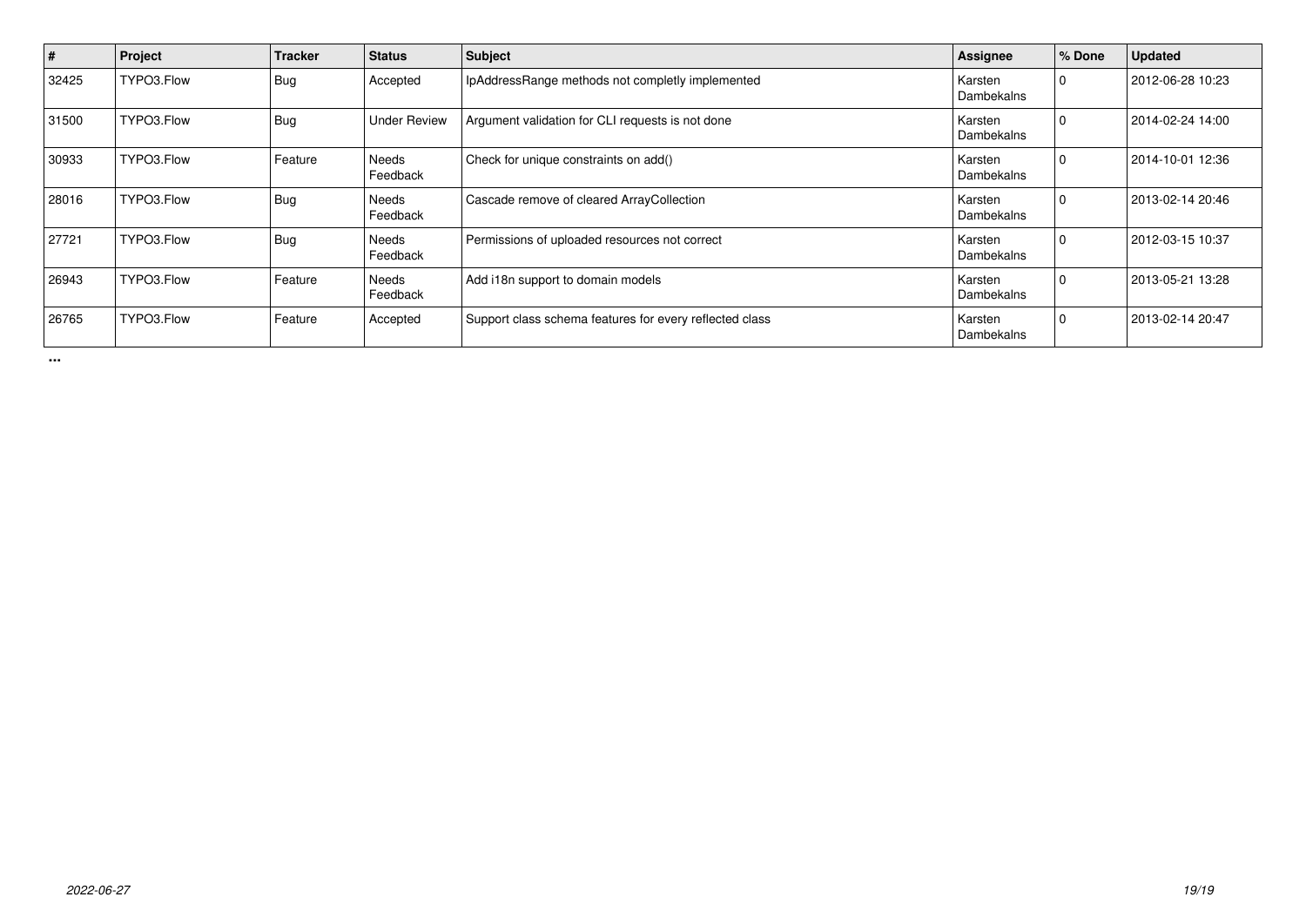| # | Project | Tracker | Status | Subject | Assignee | % Done | Updated |
|---|---|---|---|---|---|---|---|
| 32425 | TYPO3.Flow | Bug | Accepted | IpAddressRange methods not completly implemented | Karsten Dambekalns | 0 | 2012-06-28 10:23 |
| 31500 | TYPO3.Flow | Bug | Under Review | Argument validation for CLI requests is not done | Karsten Dambekalns | 0 | 2014-02-24 14:00 |
| 30933 | TYPO3.Flow | Feature | Needs Feedback | Check for unique constraints on add() | Karsten Dambekalns | 0 | 2014-10-01 12:36 |
| 28016 | TYPO3.Flow | Bug | Needs Feedback | Cascade remove of cleared ArrayCollection | Karsten Dambekalns | 0 | 2013-02-14 20:46 |
| 27721 | TYPO3.Flow | Bug | Needs Feedback | Permissions of uploaded resources not correct | Karsten Dambekalns | 0 | 2012-03-15 10:37 |
| 26943 | TYPO3.Flow | Feature | Needs Feedback | Add i18n support to domain models | Karsten Dambekalns | 0 | 2013-05-21 13:28 |
| 26765 | TYPO3.Flow | Feature | Accepted | Support class schema features for every reflected class | Karsten Dambekalns | 0 | 2013-02-14 20:47 |

...